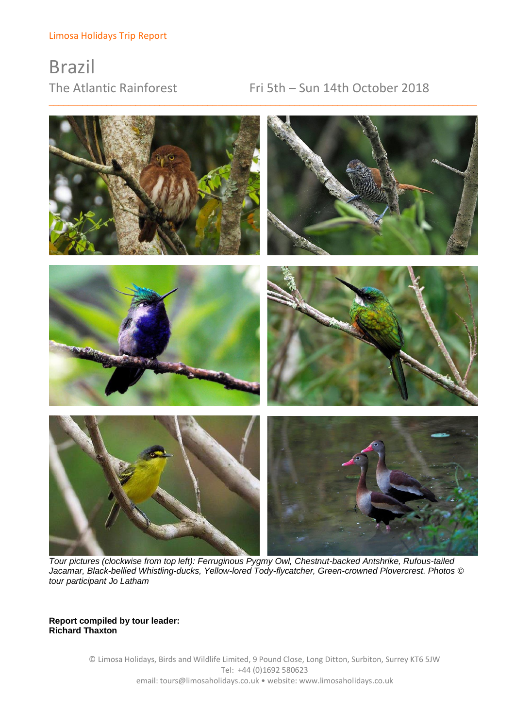Limosa Holidays Trip Report

# Brazil

## The Atlantic Rainforest

Fri 5th – Sun 14th October 2018

*Tour pictures (clockwise from top left): Ferruginous Pygmy Owl, Chestnut-backed Antshrike, Rufous-tailed Jacamar, Black-bellied Whistling-ducks, Yellow-lored Tody-flycatcher, Green-crowned Plovercrest. Photos © tour participant Jo Latham*

**Report compiled by tour leader:**
**Richard Thaxton**

© Limosa Holidays, Birds and Wildlife Limited, 9 Pound Close, Long Ditton, Surbiton, Surrey KT6 5JW
Tel: +44 (0)1692 580623
email: tours@limosaholidays.co.uk • website: www.limosaholidays.co.uk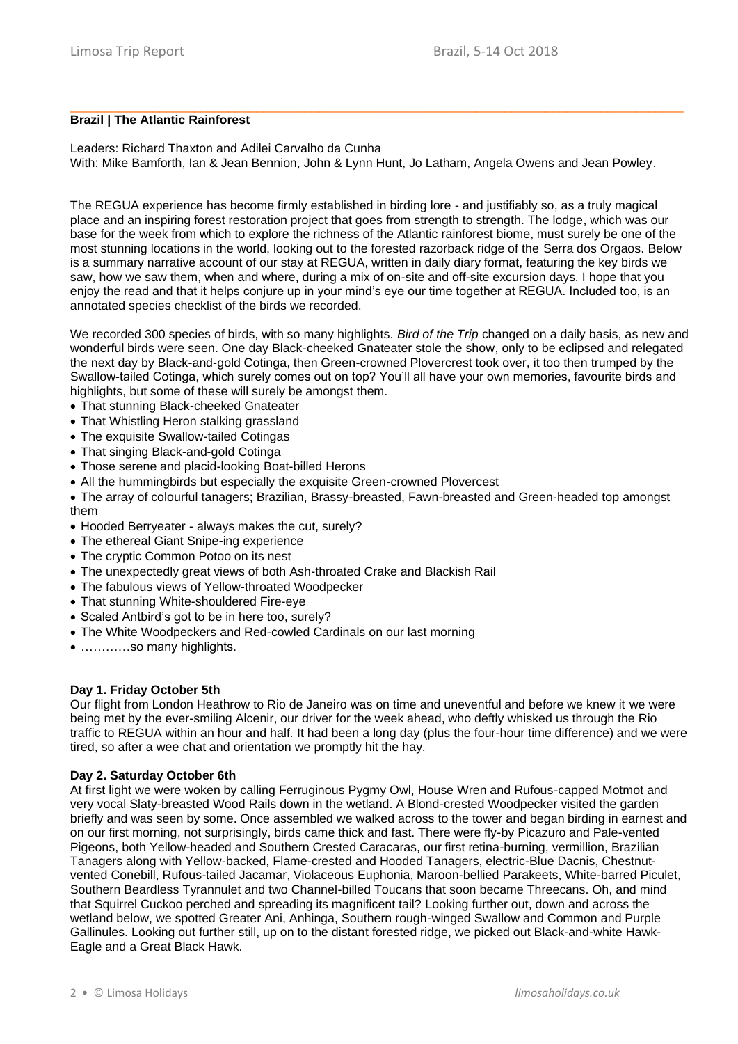## Brazil | The Atlantic Rainforest

Leaders: Richard Thaxton and Adilei Carvalho da Cunha
With: Mike Bamforth, Ian & Jean Bennion, John & Lynn Hunt, Jo Latham, Angela Owens and Jean Powley.

The REGUA experience has become firmly established in birding lore - and justifiably so, as a truly magical place and an inspiring forest restoration project that goes from strength to strength. The lodge, which was our base for the week from which to explore the richness of the Atlantic rainforest biome, must surely be one of the most stunning locations in the world, looking out to the forested razorback ridge of the Serra dos Orgaos. Below is a summary narrative account of our stay at REGUA, written in daily diary format, featuring the key birds we saw, how we saw them, when and where, during a mix of on-site and off-site excursion days. I hope that you enjoy the read and that it helps conjure up in your mind's eye our time together at REGUA. Included too, is an annotated species checklist of the birds we recorded.

We recorded 300 species of birds, with so many highlights. *Bird of the Trip* changed on a daily basis, as new and wonderful birds were seen. One day Black-cheeked Gnateater stole the show, only to be eclipsed and relegated the next day by Black-and-gold Cotinga, then Green-crowned Plovercrest took over, it too then trumped by the Swallow-tailed Cotinga, which surely comes out on top? You'll all have your own memories, favourite birds and highlights, but some of these will surely be amongst them.

- That stunning Black-cheeked Gnateater
- That Whistling Heron stalking grassland
- The exquisite Swallow-tailed Cotingas
- That singing Black-and-gold Cotinga
- Those serene and placid-looking Boat-billed Herons
- All the hummingbirds but especially the exquisite Green-crowned Plovercrest
- The array of colourful tanagers; Brazilian, Brassy-breasted, Fawn-breasted and Green-headed top amongst them
- Hooded Berryeater - always makes the cut, surely?
- The ethereal Giant Snipe-ing experience
- The cryptic Common Potoo on its nest
- The unexpectedly great views of both Ash-throated Crake and Blackish Rail
- The fabulous views of Yellow-throated Woodpecker
- That stunning White-shouldered Fire-eye
- Scaled Antbird's got to be in here too, surely?
- The White Woodpeckers and Red-cowled Cardinals on our last morning
- …………so many highlights.

### Day 1. Friday October 5th

Our flight from London Heathrow to Rio de Janeiro was on time and uneventful and before we knew it we were being met by the ever-smiling Alcenir, our driver for the week ahead, who deftly whisked us through the Rio traffic to REGUA within an hour and half. It had been a long day (plus the four-hour time difference) and we were tired, so after a wee chat and orientation we promptly hit the hay.

### Day 2. Saturday October 6th

At first light we were woken by calling Ferruginous Pygmy Owl, House Wren and Rufous-capped Motmot and very vocal Slaty-breasted Wood Rails down in the wetland. A Blond-crested Woodpecker visited the garden briefly and was seen by some. Once assembled we walked across to the tower and began birding in earnest and on our first morning, not surprisingly, birds came thick and fast. There were fly-by Picazuro and Pale-vented Pigeons, both Yellow-headed and Southern Crested Caracaras, our first retina-burning, vermillion, Brazilian Tanagers along with Yellow-backed, Flame-crested and Hooded Tanagers, electric-Blue Dacnis, Chestnut-vented Conebill, Rufous-tailed Jacamar, Violaceous Euphonia, Maroon-bellied Parakeets, White-barred Piculet, Southern Beardless Tyrannulet and two Channel-billed Toucans that soon became Threecans. Oh, and mind that Squirrel Cuckoo perched and spreading its magnificent tail? Looking further out, down and across the wetland below, we spotted Greater Ani, Anhinga, Southern rough-winged Swallow and Common and Purple Gallinules. Looking out further still, up on to the distant forested ridge, we picked out Black-and-white Hawk-Eagle and a Great Black Hawk.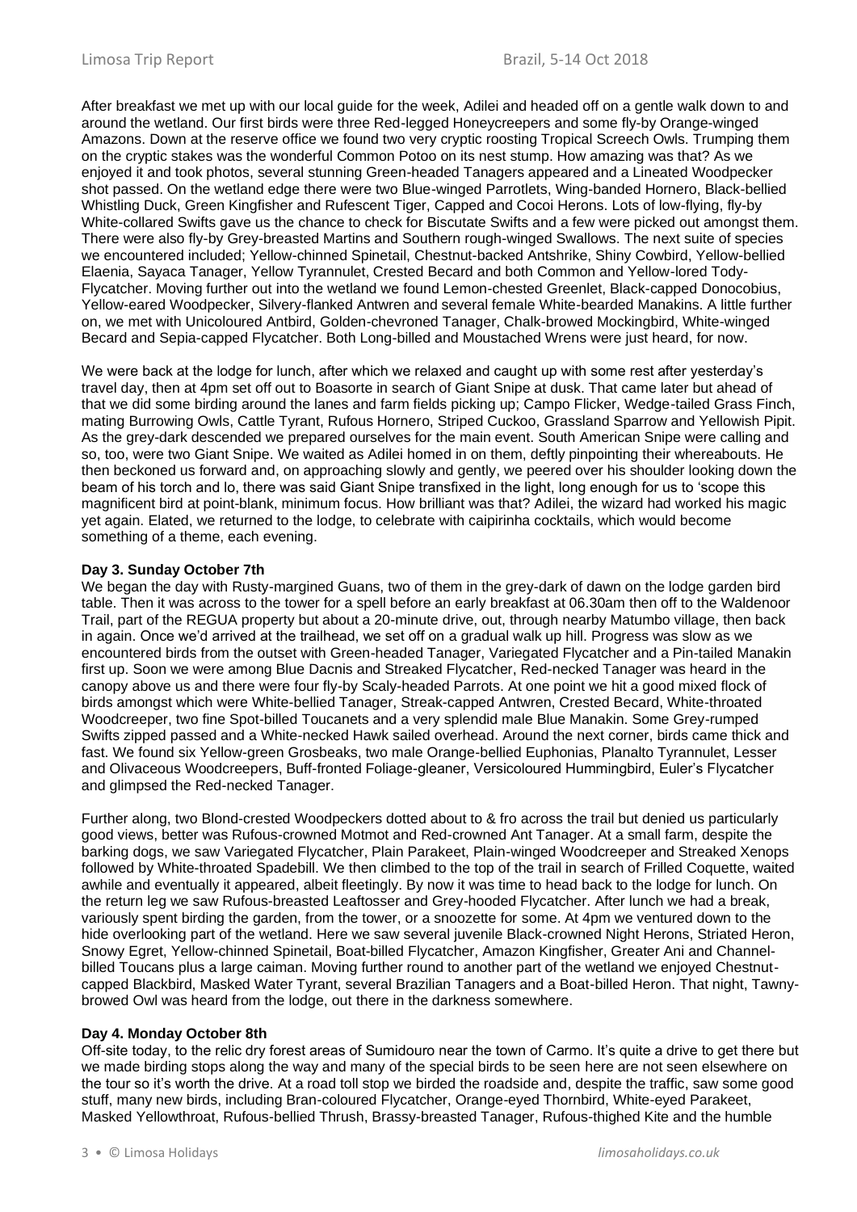After breakfast we met up with our local guide for the week, Adilei and headed off on a gentle walk down to and around the wetland. Our first birds were three Red-legged Honeycreepers and some fly-by Orange-winged Amazons. Down at the reserve office we found two very cryptic roosting Tropical Screech Owls. Trumping them on the cryptic stakes was the wonderful Common Potoo on its nest stump. How amazing was that? As we enjoyed it and took photos, several stunning Green-headed Tanagers appeared and a Lineated Woodpecker shot passed. On the wetland edge there were two Blue-winged Parrotlets, Wing-banded Hornero, Black-bellied Whistling Duck, Green Kingfisher and Rufescent Tiger, Capped and Cocoi Herons. Lots of low-flying, fly-by White-collared Swifts gave us the chance to check for Biscutate Swifts and a few were picked out amongst them. There were also fly-by Grey-breasted Martins and Southern rough-winged Swallows. The next suite of species we encountered included; Yellow-chinned Spinetail, Chestnut-backed Antshrike, Shiny Cowbird, Yellow-bellied Elaenia, Sayaca Tanager, Yellow Tyrannulet, Crested Becard and both Common and Yellow-lored Tody-Flycatcher. Moving further out into the wetland we found Lemon-chested Greenlet, Black-capped Donocobius, Yellow-eared Woodpecker, Silvery-flanked Antwren and several female White-bearded Manakins. A little further on, we met with Unicoloured Antbird, Golden-chevroned Tanager, Chalk-browed Mockingbird, White-winged Becard and Sepia-capped Flycatcher. Both Long-billed and Moustached Wrens were just heard, for now.

We were back at the lodge for lunch, after which we relaxed and caught up with some rest after yesterday's travel day, then at 4pm set off out to Boasorte in search of Giant Snipe at dusk. That came later but ahead of that we did some birding around the lanes and farm fields picking up; Campo Flicker, Wedge-tailed Grass Finch, mating Burrowing Owls, Cattle Tyrant, Rufous Hornero, Striped Cuckoo, Grassland Sparrow and Yellowish Pipit. As the grey-dark descended we prepared ourselves for the main event. South American Snipe were calling and so, too, were two Giant Snipe. We waited as Adilei homed in on them, deftly pinpointing their whereabouts. He then beckoned us forward and, on approaching slowly and gently, we peered over his shoulder looking down the beam of his torch and lo, there was said Giant Snipe transfixed in the light, long enough for us to 'scope this magnificent bird at point-blank, minimum focus. How brilliant was that? Adilei, the wizard had worked his magic yet again. Elated, we returned to the lodge, to celebrate with caipirinha cocktails, which would become something of a theme, each evening.

**Day 3. Sunday October 7th**

We began the day with Rusty-margined Guans, two of them in the grey-dark of dawn on the lodge garden bird table. Then it was across to the tower for a spell before an early breakfast at 06.30am then off to the Waldenoor Trail, part of the REGUA property but about a 20-minute drive, out, through nearby Matumbo village, then back in again. Once we'd arrived at the trailhead, we set off on a gradual walk up hill. Progress was slow as we encountered birds from the outset with Green-headed Tanager, Variegated Flycatcher and a Pin-tailed Manakin first up. Soon we were among Blue Dacnis and Streaked Flycatcher, Red-necked Tanager was heard in the canopy above us and there were four fly-by Scaly-headed Parrots. At one point we hit a good mixed flock of birds amongst which were White-bellied Tanager, Streak-capped Antwren, Crested Becard, White-throated Woodcreeper, two fine Spot-billed Toucanets and a very splendid male Blue Manakin. Some Grey-rumped Swifts zipped passed and a White-necked Hawk sailed overhead. Around the next corner, birds came thick and fast. We found six Yellow-green Grosbeaks, two male Orange-bellied Euphonias, Planalto Tyrannulet, Lesser and Olivaceous Woodcreepers, Buff-fronted Foliage-gleaner, Versicoloured Hummingbird, Euler's Flycatcher and glimpsed the Red-necked Tanager.

Further along, two Blond-crested Woodpeckers dotted about to & fro across the trail but denied us particularly good views, better was Rufous-crowned Motmot and Red-crowned Ant Tanager. At a small farm, despite the barking dogs, we saw Variegated Flycatcher, Plain Parakeet, Plain-winged Woodcreeper and Streaked Xenops followed by White-throated Spadebill. We then climbed to the top of the trail in search of Frilled Coquette, waited awhile and eventually it appeared, albeit fleetingly. By now it was time to head back to the lodge for lunch. On the return leg we saw Rufous-breasted Leaftosser and Grey-hooded Flycatcher. After lunch we had a break, variously spent birding the garden, from the tower, or a snoozette for some. At 4pm we ventured down to the hide overlooking part of the wetland. Here we saw several juvenile Black-crowned Night Herons, Striated Heron, Snowy Egret, Yellow-chinned Spinetail, Boat-billed Flycatcher, Amazon Kingfisher, Greater Ani and Channel-billed Toucans plus a large caiman. Moving further round to another part of the wetland we enjoyed Chestnut-capped Blackbird, Masked Water Tyrant, several Brazilian Tanagers and a Boat-billed Heron. That night, Tawny-browed Owl was heard from the lodge, out there in the darkness somewhere.

**Day 4. Monday October 8th**

Off-site today, to the relic dry forest areas of Sumidouro near the town of Carmo. It's quite a drive to get there but we made birding stops along the way and many of the special birds to be seen here are not seen elsewhere on the tour so it's worth the drive. At a road toll stop we birded the roadside and, despite the traffic, saw some good stuff, many new birds, including Bran-coloured Flycatcher, Orange-eyed Thornbird, White-eyed Parakeet, Masked Yellowthroat, Rufous-bellied Thrush, Brassy-breasted Tanager, Rufous-thighed Kite and the humble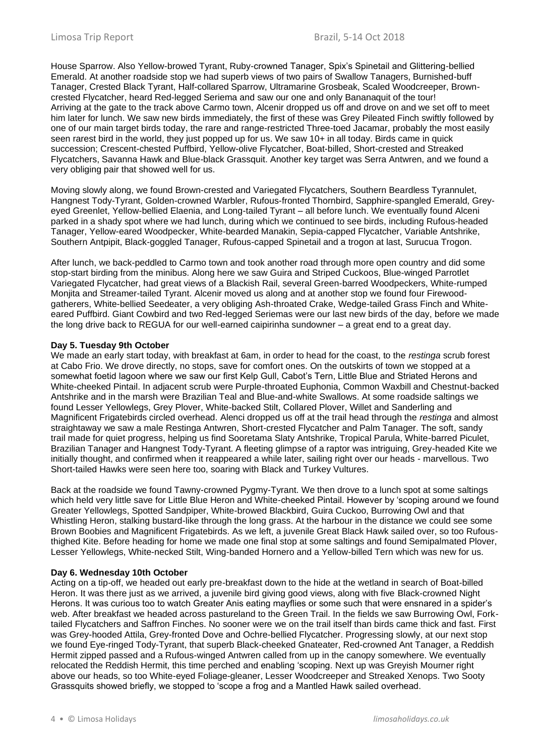House Sparrow. Also Yellow-browed Tyrant, Ruby-crowned Tanager, Spix's Spinetail and Glittering-bellied Emerald. At another roadside stop we had superb views of two pairs of Swallow Tanagers, Burnished-buff Tanager, Crested Black Tyrant, Half-collared Sparrow, Ultramarine Grosbeak, Scaled Woodcreeper, Brown-crested Flycatcher, heard Red-legged Seriema and saw our one and only Bananaquit of the tour!
Arriving at the gate to the track above Carmo town, Alcenir dropped us off and drove on and we set off to meet him later for lunch. We saw new birds immediately, the first of these was Grey Pileated Finch swiftly followed by one of our main target birds today, the rare and range-restricted Three-toed Jacamar, probably the most easily seen rarest bird in the world, they just popped up for us. We saw 10+ in all today. Birds came in quick succession; Crescent-chested Puffbird, Yellow-olive Flycatcher, Boat-billed, Short-crested and Streaked Flycatchers, Savanna Hawk and Blue-black Grassquit. Another key target was Serra Antwren, and we found a very obliging pair that showed well for us.

Moving slowly along, we found Brown-crested and Variegated Flycatchers, Southern Beardless Tyrannulet, Hangnest Tody-Tyrant, Golden-crowned Warbler, Rufous-fronted Thornbird, Sapphire-spangled Emerald, Grey-eyed Greenlet, Yellow-bellied Elaenia, and Long-tailed Tyrant – all before lunch. We eventually found Alceni parked in a shady spot where we had lunch, during which we continued to see birds, including Rufous-headed Tanager, Yellow-eared Woodpecker, White-bearded Manakin, Sepia-capped Flycatcher, Variable Antshrike, Southern Antpipit, Black-goggled Tanager, Rufous-capped Spinetail and a trogon at last, Surucua Trogon.

After lunch, we back-peddled to Carmo town and took another road through more open country and did some stop-start birding from the minibus. Along here we saw Guira and Striped Cuckoos, Blue-winged Parrotlet Variegated Flycatcher, had great views of a Blackish Rail, several Green-barred Woodpeckers, White-rumped Monjita and Streamer-tailed Tyrant. Alcenir moved us along and at another stop we found four Firewood-gatherers, White-bellied Seedeater, a very obliging Ash-throated Crake, Wedge-tailed Grass Finch and White-eared Puffbird. Giant Cowbird and two Red-legged Seriemas were our last new birds of the day, before we made the long drive back to REGUA for our well-earned caipirinha sundowner – a great end to a great day.

**Day 5. Tuesday 9th October**
We made an early start today, with breakfast at 6am, in order to head for the coast, to the *restinga* scrub forest at Cabo Frio. We drove directly, no stops, save for comfort ones. On the outskirts of town we stopped at a somewhat foetid lagoon where we saw our first Kelp Gull, Cabot's Tern, Little Blue and Striated Herons and White-cheeked Pintail. In adjacent scrub were Purple-throated Euphonia, Common Waxbill and Chestnut-backed Antshrike and in the marsh were Brazilian Teal and Blue-and-white Swallows. At some roadside saltings we found Lesser Yellowlegs, Grey Plover, White-backed Stilt, Collared Plover, Willet and Sanderling and Magnificent Frigatebirds circled overhead. Alenci dropped us off at the trail head through the *restinga* and almost straightaway we saw a male Restinga Antwren, Short-crested Flycatcher and Palm Tanager. The soft, sandy trail made for quiet progress, helping us find Sooretama Slaty Antshrike, Tropical Parula, White-barred Piculet, Brazilian Tanager and Hangnest Tody-Tyrant. A fleeting glimpse of a raptor was intriguing, Grey-headed Kite we initially thought, and confirmed when it reappeared a while later, sailing right over our heads - marvellous. Two Short-tailed Hawks were seen here too, soaring with Black and Turkey Vultures.

Back at the roadside we found Tawny-crowned Pygmy-Tyrant. We then drove to a lunch spot at some saltings which held very little save for Little Blue Heron and White-cheeked Pintail. However by 'scoping around we found Greater Yellowlegs, Spotted Sandpiper, White-browed Blackbird, Guira Cuckoo, Burrowing Owl and that Whistling Heron, stalking bustard-like through the long grass. At the harbour in the distance we could see some Brown Boobies and Magnificent Frigatebirds. As we left, a juvenile Great Black Hawk sailed over, so too Rufous-thighed Kite. Before heading for home we made one final stop at some saltings and found Semipalmated Plover, Lesser Yellowlegs, White-necked Stilt, Wing-banded Hornero and a Yellow-billed Tern which was new for us.

**Day 6. Wednesday 10th October**
Acting on a tip-off, we headed out early pre-breakfast down to the hide at the wetland in search of Boat-billed Heron. It was there just as we arrived, a juvenile bird giving good views, along with five Black-crowned Night Herons. It was curious too to watch Greater Anis eating mayflies or some such that were ensnared in a spider's web. After breakfast we headed across pastureland to the Green Trail. In the fields we saw Burrowing Owl, Fork-tailed Flycatchers and Saffron Finches. No sooner were we on the trail itself than birds came thick and fast. First was Grey-hooded Attila, Grey-fronted Dove and Ochre-bellied Flycatcher. Progressing slowly, at our next stop we found Eye-ringed Tody-Tyrant, that superb Black-cheeked Gnateater, Red-crowned Ant Tanager, a Reddish Hermit zipped passed and a Rufous-winged Antwren called from up in the canopy somewhere. We eventually relocated the Reddish Hermit, this time perched and enabling 'scoping. Next up was Greyish Mourner right above our heads, so too White-eyed Foliage-gleaner, Lesser Woodcreeper and Streaked Xenops. Two Sooty Grassquits showed briefly, we stopped to 'scope a frog and a Mantled Hawk sailed overhead.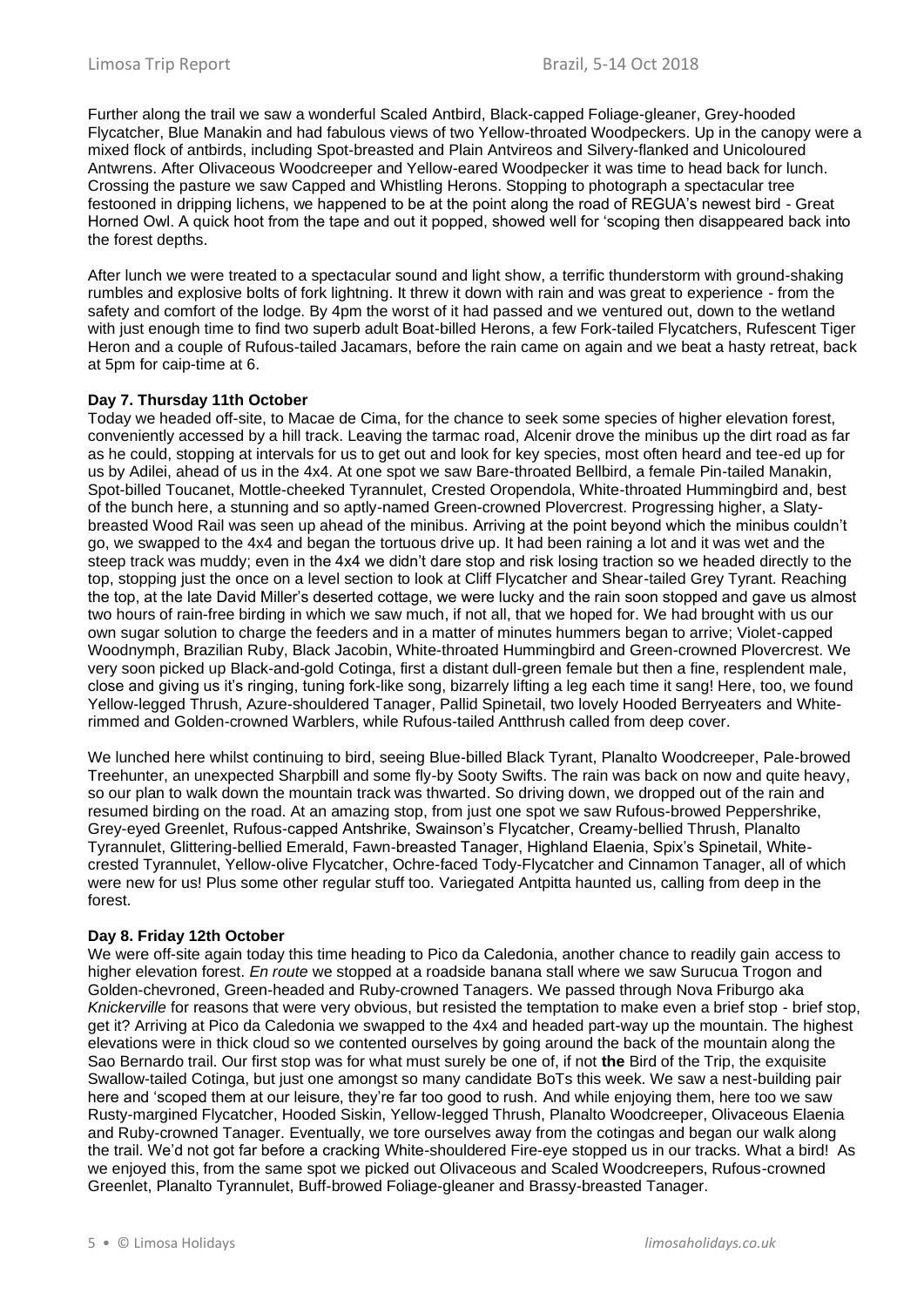Further along the trail we saw a wonderful Scaled Antbird, Black-capped Foliage-gleaner, Grey-hooded Flycatcher, Blue Manakin and had fabulous views of two Yellow-throated Woodpeckers. Up in the canopy were a mixed flock of antbirds, including Spot-breasted and Plain Antvireos and Silvery-flanked and Unicoloured Antwrens. After Olivaceous Woodcreeper and Yellow-eared Woodpecker it was time to head back for lunch. Crossing the pasture we saw Capped and Whistling Herons. Stopping to photograph a spectacular tree festooned in dripping lichens, we happened to be at the point along the road of REGUA's newest bird - Great Horned Owl. A quick hoot from the tape and out it popped, showed well for 'scoping then disappeared back into the forest depths.

After lunch we were treated to a spectacular sound and light show, a terrific thunderstorm with ground-shaking rumbles and explosive bolts of fork lightning. It threw it down with rain and was great to experience - from the safety and comfort of the lodge. By 4pm the worst of it had passed and we ventured out, down to the wetland with just enough time to find two superb adult Boat-billed Herons, a few Fork-tailed Flycatchers, Rufescent Tiger Heron and a couple of Rufous-tailed Jacamars, before the rain came on again and we beat a hasty retreat, back at 5pm for caip-time at 6.

**Day 7. Thursday 11th October**

Today we headed off-site, to Macae de Cima, for the chance to seek some species of higher elevation forest, conveniently accessed by a hill track. Leaving the tarmac road, Alcenir drove the minibus up the dirt road as far as he could, stopping at intervals for us to get out and look for key species, most often heard and tee-ed up for us by Adilei, ahead of us in the 4x4. At one spot we saw Bare-throated Bellbird, a female Pin-tailed Manakin, Spot-billed Toucanet, Mottle-cheeked Tyrannulet, Crested Oropendola, White-throated Hummingbird and, best of the bunch here, a stunning and so aptly-named Green-crowned Plovercrest. Progressing higher, a Slaty-breasted Wood Rail was seen up ahead of the minibus. Arriving at the point beyond which the minibus couldn't go, we swapped to the 4x4 and began the tortuous drive up. It had been raining a lot and it was wet and the steep track was muddy; even in the 4x4 we didn't dare stop and risk losing traction so we headed directly to the top, stopping just the once on a level section to look at Cliff Flycatcher and Shear-tailed Grey Tyrant. Reaching the top, at the late David Miller's deserted cottage, we were lucky and the rain soon stopped and gave us almost two hours of rain-free birding in which we saw much, if not all, that we hoped for. We had brought with us our own sugar solution to charge the feeders and in a matter of minutes hummers began to arrive; Violet-capped Woodnymph, Brazilian Ruby, Black Jacobin, White-throated Hummingbird and Green-crowned Plovercrest. We very soon picked up Black-and-gold Cotinga, first a distant dull-green female but then a fine, resplendent male, close and giving us it's ringing, tuning fork-like song, bizarrely lifting a leg each time it sang! Here, too, we found Yellow-legged Thrush, Azure-shouldered Tanager, Pallid Spinetail, two lovely Hooded Berryeaters and White-rimmed and Golden-crowned Warblers, while Rufous-tailed Antthrush called from deep cover.

We lunched here whilst continuing to bird, seeing Blue-billed Black Tyrant, Planalto Woodcreeper, Pale-browed Treehunter, an unexpected Sharpbill and some fly-by Sooty Swifts. The rain was back on now and quite heavy, so our plan to walk down the mountain track was thwarted. So driving down, we dropped out of the rain and resumed birding on the road. At an amazing stop, from just one spot we saw Rufous-browed Peppershrike, Grey-eyed Greenlet, Rufous-capped Antshrike, Swainson's Flycatcher, Creamy-bellied Thrush, Planalto Tyrannulet, Glittering-bellied Emerald, Fawn-breasted Tanager, Highland Elaenia, Spix's Spinetail, White-crested Tyrannulet, Yellow-olive Flycatcher, Ochre-faced Tody-Flycatcher and Cinnamon Tanager, all of which were new for us! Plus some other regular stuff too. Variegated Antpitta haunted us, calling from deep in the forest.

**Day 8. Friday 12th October**

We were off-site again today this time heading to Pico da Caledonia, another chance to readily gain access to higher elevation forest. *En route* we stopped at a roadside banana stall where we saw Surucua Trogon and Golden-chevroned, Green-headed and Ruby-crowned Tanagers. We passed through Nova Friburgo aka *Knickerville* for reasons that were very obvious, but resisted the temptation to make even a brief stop - brief stop, get it? Arriving at Pico da Caledonia we swapped to the 4x4 and headed part-way up the mountain. The highest elevations were in thick cloud so we contented ourselves by going around the back of the mountain along the Sao Bernardo trail. Our first stop was for what must surely be one of, if not **the** Bird of the Trip, the exquisite Swallow-tailed Cotinga, but just one amongst so many candidate BoTs this week. We saw a nest-building pair here and 'scoped them at our leisure, they're far too good to rush. And while enjoying them, here too we saw Rusty-margined Flycatcher, Hooded Siskin, Yellow-legged Thrush, Planalto Woodcreeper, Olivaceous Elaenia and Ruby-crowned Tanager. Eventually, we tore ourselves away from the cotingas and began our walk along the trail. We'd not got far before a cracking White-shouldered Fire-eye stopped us in our tracks. What a bird! As we enjoyed this, from the same spot we picked out Olivaceous and Scaled Woodcreepers, Rufous-crowned Greenlet, Planalto Tyrannulet, Buff-browed Foliage-gleaner and Brassy-breasted Tanager.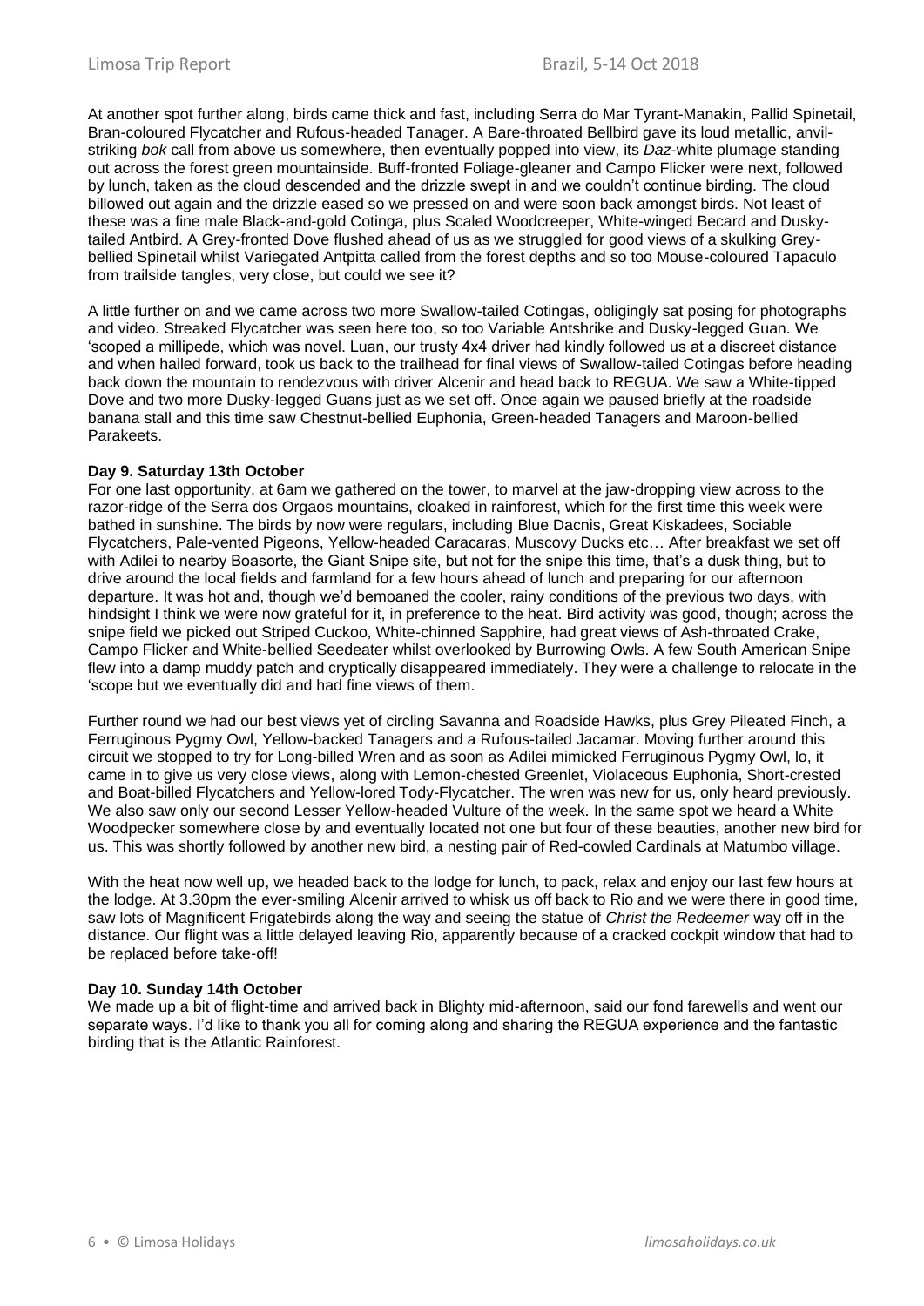At another spot further along, birds came thick and fast, including Serra do Mar Tyrant-Manakin, Pallid Spinetail, Bran-coloured Flycatcher and Rufous-headed Tanager. A Bare-throated Bellbird gave its loud metallic, anvil-striking *bok* call from above us somewhere, then eventually popped into view, its *Daz*-white plumage standing out across the forest green mountainside. Buff-fronted Foliage-gleaner and Campo Flicker were next, followed by lunch, taken as the cloud descended and the drizzle swept in and we couldn't continue birding. The cloud billowed out again and the drizzle eased so we pressed on and were soon back amongst birds. Not least of these was a fine male Black-and-gold Cotinga, plus Scaled Woodcreeper, White-winged Becard and Dusky-tailed Antbird. A Grey-fronted Dove flushed ahead of us as we struggled for good views of a skulking Grey-bellied Spinetail whilst Variegated Antpitta called from the forest depths and so too Mouse-coloured Tapaculo from trailside tangles, very close, but could we see it?

A little further on and we came across two more Swallow-tailed Cotingas, obligingly sat posing for photographs and video. Streaked Flycatcher was seen here too, so too Variable Antshrike and Dusky-legged Guan. We 'scoped a millipede, which was novel. Luan, our trusty 4x4 driver had kindly followed us at a discreet distance and when hailed forward, took us back to the trailhead for final views of Swallow-tailed Cotingas before heading back down the mountain to rendezvous with driver Alcenir and head back to REGUA. We saw a White-tipped Dove and two more Dusky-legged Guans just as we set off. Once again we paused briefly at the roadside banana stall and this time saw Chestnut-bellied Euphonia, Green-headed Tanagers and Maroon-bellied Parakeets.

**Day 9. Saturday 13th October**

For one last opportunity, at 6am we gathered on the tower, to marvel at the jaw-dropping view across to the razor-ridge of the Serra dos Orgaos mountains, cloaked in rainforest, which for the first time this week were bathed in sunshine. The birds by now were regulars, including Blue Dacnis, Great Kiskadees, Sociable Flycatchers, Pale-vented Pigeons, Yellow-headed Caracaras, Muscovy Ducks etc… After breakfast we set off with Adilei to nearby Boasorte, the Giant Snipe site, but not for the snipe this time, that's a dusk thing, but to drive around the local fields and farmland for a few hours ahead of lunch and preparing for our afternoon departure. It was hot and, though we'd bemoaned the cooler, rainy conditions of the previous two days, with hindsight I think we were now grateful for it, in preference to the heat. Bird activity was good, though; across the snipe field we picked out Striped Cuckoo, White-chinned Sapphire, had great views of Ash-throated Crake, Campo Flicker and White-bellied Seedeater whilst overlooked by Burrowing Owls. A few South American Snipe flew into a damp muddy patch and cryptically disappeared immediately. They were a challenge to relocate in the 'scope but we eventually did and had fine views of them.

Further round we had our best views yet of circling Savanna and Roadside Hawks, plus Grey Pileated Finch, a Ferruginous Pygmy Owl, Yellow-backed Tanagers and a Rufous-tailed Jacamar. Moving further around this circuit we stopped to try for Long-billed Wren and as soon as Adilei mimicked Ferruginous Pygmy Owl, lo, it came in to give us very close views, along with Lemon-chested Greenlet, Violaceous Euphonia, Short-crested and Boat-billed Flycatchers and Yellow-lored Tody-Flycatcher. The wren was new for us, only heard previously. We also saw only our second Lesser Yellow-headed Vulture of the week. In the same spot we heard a White Woodpecker somewhere close by and eventually located not one but four of these beauties, another new bird for us. This was shortly followed by another new bird, a nesting pair of Red-cowled Cardinals at Matumbo village.

With the heat now well up, we headed back to the lodge for lunch, to pack, relax and enjoy our last few hours at the lodge. At 3.30pm the ever-smiling Alcenir arrived to whisk us off back to Rio and we were there in good time, saw lots of Magnificent Frigatebirds along the way and seeing the statue of *Christ the Redeemer* way off in the distance. Our flight was a little delayed leaving Rio, apparently because of a cracked cockpit window that had to be replaced before take-off!

**Day 10. Sunday 14th October**

We made up a bit of flight-time and arrived back in Blighty mid-afternoon, said our fond farewells and went our separate ways. I'd like to thank you all for coming along and sharing the REGUA experience and the fantastic birding that is the Atlantic Rainforest.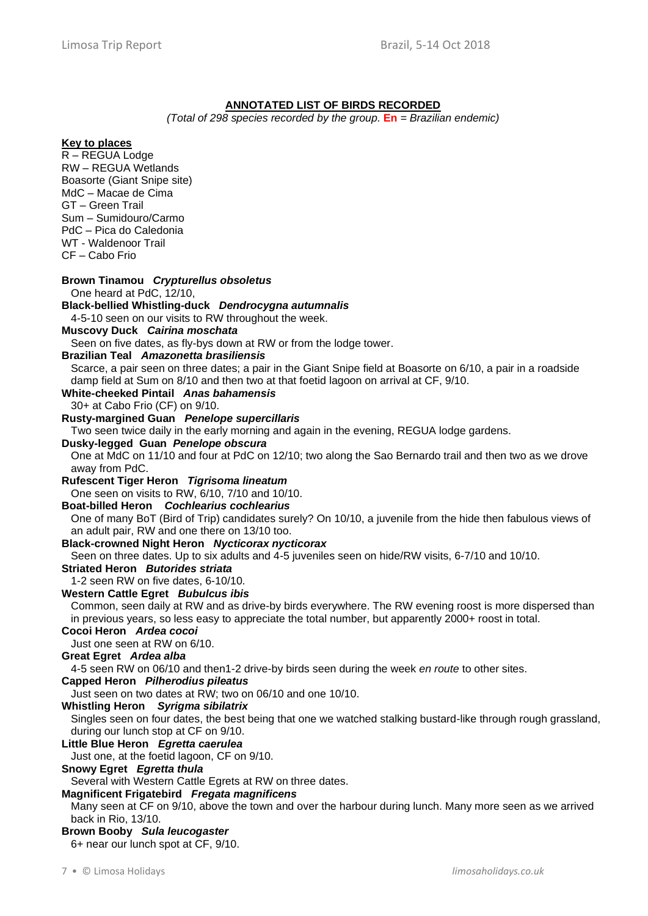## ANNOTATED LIST OF BIRDS RECORDED

*(Total of 298 species recorded by the group. **En** = Brazilian endemic)*

**Key to places**

R – REGUA Lodge
RW – REGUA Wetlands
Boasorte (Giant Snipe site)
MdC – Macae de Cima
GT – Green Trail
Sum – Sumidouro/Carmo
PdC – Pica do Caledonia
WT - Waldenoor Trail
CF – Cabo Frio

**Brown Tinamou** ***Crypturellus obsoletus***
One heard at PdC, 12/10,

**Black-bellied Whistling-duck** ***Dendrocygna autumnalis***
4-5-10 seen on our visits to RW throughout the week.

**Muscovy Duck** ***Cairina moschata***
Seen on five dates, as fly-bys down at RW or from the lodge tower.

**Brazilian Teal** ***Amazonetta brasiliensis***
Scarce, a pair seen on three dates; a pair in the Giant Snipe field at Boasorte on 6/10, a pair in a roadside damp field at Sum on 8/10 and then two at that foetid lagoon on arrival at CF, 9/10.

**White-cheeked Pintail** ***Anas bahamensis***
30+ at Cabo Frio (CF) on 9/10.

**Rusty-margined Guan** ***Penelope supercillaris***
Two seen twice daily in the early morning and again in the evening, REGUA lodge gardens.

**Dusky-legged Guan** ***Penelope obscura***
One at MdC on 11/10 and four at PdC on 12/10; two along the Sao Bernardo trail and then two as we drove away from PdC.

**Rufescent Tiger Heron** ***Tigrisoma lineatum***
One seen on visits to RW, 6/10, 7/10 and 10/10.

**Boat-billed Heron** ***Cochlearius cochlearius***
One of many BoT (Bird of Trip) candidates surely? On 10/10, a juvenile from the hide then fabulous views of an adult pair, RW and one there on 13/10 too.

**Black-crowned Night Heron** ***Nycticorax nycticorax***
Seen on three dates. Up to six adults and 4-5 juveniles seen on hide/RW visits, 6-7/10 and 10/10.

**Striated Heron** ***Butorides striata***
1-2 seen RW on five dates, 6-10/10.

**Western Cattle Egret** ***Bubulcus ibis***
Common, seen daily at RW and as drive-by birds everywhere. The RW evening roost is more dispersed than in previous years, so less easy to appreciate the total number, but apparently 2000+ roost in total.

**Cocoi Heron** ***Ardea cocoi***
Just one seen at RW on 6/10.

**Great Egret** ***Ardea alba***
4-5 seen RW on 06/10 and then1-2 drive-by birds seen during the week *en route* to other sites.

**Capped Heron** ***Pilherodius pileatus***
Just seen on two dates at RW; two on 06/10 and one 10/10.

**Whistling Heron** ***Syrigma sibilatrix***
Singles seen on four dates, the best being that one we watched stalking bustard-like through rough grassland, during our lunch stop at CF on 9/10.

**Little Blue Heron** ***Egretta caerulea***
Just one, at the foetid lagoon, CF on 9/10.

**Snowy Egret** ***Egretta thula***
Several with Western Cattle Egrets at RW on three dates.

**Magnificent Frigatebird** ***Fregata magnificens***
Many seen at CF on 9/10, above the town and over the harbour during lunch. Many more seen as we arrived back in Rio, 13/10.

**Brown Booby** ***Sula leucogaster***
6+ near our lunch spot at CF, 9/10.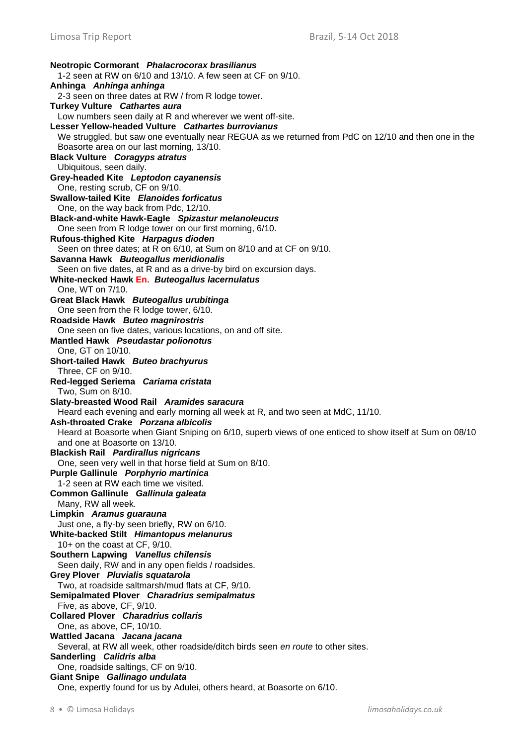**Neotropic Cormorant** ***Phalacrocorax brasilianus***
1-2 seen at RW on 6/10 and 13/10. A few seen at CF on 9/10.

**Anhinga** ***Anhinga anhinga***
2-3 seen on three dates at RW / from R lodge tower.

**Turkey Vulture** ***Cathartes aura***
Low numbers seen daily at R and wherever we went off-site.

**Lesser Yellow-headed Vulture** ***Cathartes burrovianus***
We struggled, but saw one eventually near REGUA as we returned from PdC on 12/10 and then one in the Boasorte area on our last morning, 13/10.

**Black Vulture** ***Coragyps atratus***
Ubiquitous, seen daily.

**Grey-headed Kite** ***Leptodon cayanensis***
One, resting scrub, CF on 9/10.

**Swallow-tailed Kite** ***Elanoides forficatus***
One, on the way back from Pdc, 12/10.

**Black-and-white Hawk-Eagle** ***Spizastur melanoleucus***
One seen from R lodge tower on our first morning, 6/10.

**Rufous-thighed Kite** ***Harpagus dioden***
Seen on three dates; at R on 6/10, at Sum on 8/10 and at CF on 9/10.

**Savanna Hawk** ***Buteogallus meridionalis***
Seen on five dates, at R and as a drive-by bird on excursion days.

**White-necked Hawk En.** ***Buteogallus lacernulatus***
One, WT on 7/10.

**Great Black Hawk** ***Buteogallus urubitinga***
One seen from the R lodge tower, 6/10.

**Roadside Hawk** ***Buteo magnirostris***
One seen on five dates, various locations, on and off site.

**Mantled Hawk** ***Pseudastar polionotus***
One, GT on 10/10.

**Short-tailed Hawk** ***Buteo brachyurus***
Three, CF on 9/10.

**Red-legged Seriema** ***Cariama cristata***
Two, Sum on 8/10.

**Slaty-breasted Wood Rail** ***Aramides saracura***
Heard each evening and early morning all week at R, and two seen at MdC, 11/10.

**Ash-throated Crake** ***Porzana albicolis***
Heard at Boasorte when Giant Sniping on 6/10, superb views of one enticed to show itself at Sum on 08/10 and one at Boasorte on 13/10.

**Blackish Rail** ***Pardirallus nigricans***
One, seen very well in that horse field at Sum on 8/10.

**Purple Gallinule** ***Porphyrio martinica***
1-2 seen at RW each time we visited.

**Common Gallinule** ***Gallinula galeata***
Many, RW all week.

**Limpkin** ***Aramus guarauna***
Just one, a fly-by seen briefly, RW on 6/10.

**White-backed Stilt** ***Himantopus melanurus***
10+ on the coast at CF, 9/10.

**Southern Lapwing** ***Vanellus chilensis***
Seen daily, RW and in any open fields / roadsides.

**Grey Plover** ***Pluvialis squatarola***
Two, at roadside saltmarsh/mud flats at CF, 9/10.

**Semipalmated Plover** ***Charadrius semipalmatus***
Five, as above, CF, 9/10.

**Collared Plover** ***Charadrius collaris***
One, as above, CF, 10/10.

**Wattled Jacana** ***Jacana jacana***
Several, at RW all week, other roadside/ditch birds seen *en route* to other sites.

**Sanderling** ***Calidris alba***
One, roadside saltings, CF on 9/10.

**Giant Snipe** ***Gallinago undulata***
One, expertly found for us by Adulei, others heard, at Boasorte on 6/10.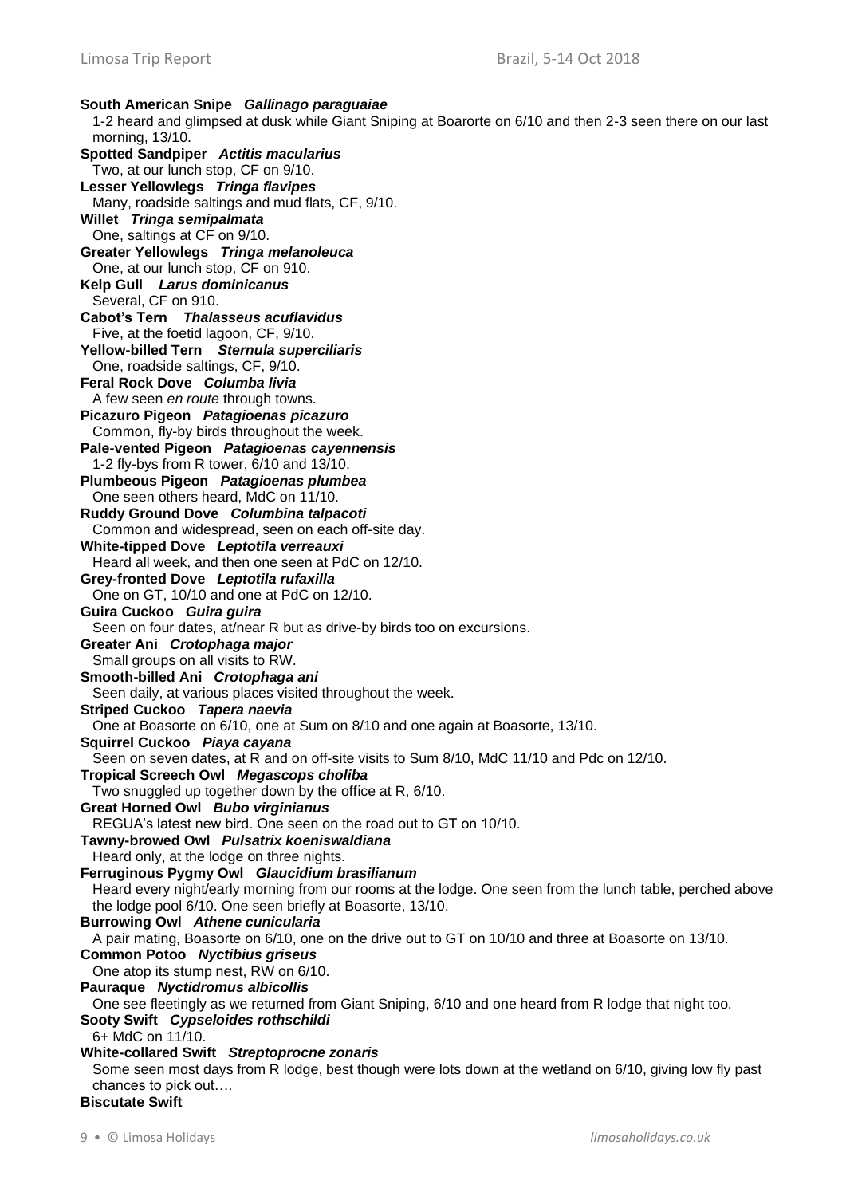**South American Snipe** ***Gallinago paraguaiae***
1-2 heard and glimpsed at dusk while Giant Sniping at Boarorte on 6/10 and then 2-3 seen there on our last morning, 13/10.

**Spotted Sandpiper** ***Actitis macularius***
Two, at our lunch stop, CF on 9/10.

**Lesser Yellowlegs** ***Tringa flavipes***
Many, roadside saltings and mud flats, CF, 9/10.

**Willet** ***Tringa semipalmata***
One, saltings at CF on 9/10.

**Greater Yellowlegs** ***Tringa melanoleuca***
One, at our lunch stop, CF on 910.

**Kelp Gull** ***Larus dominicanus***
Several, CF on 910.

**Cabot's Tern** ***Thalasseus acuflavidus***
Five, at the foetid lagoon, CF, 9/10.

**Yellow-billed Tern** ***Sternula superciliaris***
One, roadside saltings, CF, 9/10.

**Feral Rock Dove** ***Columba livia***
A few seen *en route* through towns.

**Picazuro Pigeon** ***Patagioenas picazuro***
Common, fly-by birds throughout the week.

**Pale-vented Pigeon** ***Patagioenas cayennensis***
1-2 fly-bys from R tower, 6/10 and 13/10.

**Plumbeous Pigeon** ***Patagioenas plumbea***
One seen others heard, MdC on 11/10.

**Ruddy Ground Dove** ***Columbina talpacoti***
Common and widespread, seen on each off-site day.

**White-tipped Dove** ***Leptotila verreauxi***
Heard all week, and then one seen at PdC on 12/10.

**Grey-fronted Dove** ***Leptotila rufaxilla***
One on GT, 10/10 and one at PdC on 12/10.

**Guira Cuckoo** ***Guira guira***
Seen on four dates, at/near R but as drive-by birds too on excursions.

**Greater Ani** ***Crotophaga major***
Small groups on all visits to RW.

**Smooth-billed Ani** ***Crotophaga ani***
Seen daily, at various places visited throughout the week.

**Striped Cuckoo** ***Tapera naevia***
One at Boasorte on 6/10, one at Sum on 8/10 and one again at Boasorte, 13/10.

**Squirrel Cuckoo** ***Piaya cayana***
Seen on seven dates, at R and on off-site visits to Sum 8/10, MdC 11/10 and Pdc on 12/10.

**Tropical Screech Owl** ***Megascops choliba***
Two snuggled up together down by the office at R, 6/10.

**Great Horned Owl** ***Bubo virginianus***
REGUA's latest new bird. One seen on the road out to GT on 10/10.

**Tawny-browed Owl** ***Pulsatrix koeniswaldiana***
Heard only, at the lodge on three nights.

**Ferruginous Pygmy Owl** ***Glaucidium brasilianum***
Heard every night/early morning from our rooms at the lodge. One seen from the lunch table, perched above the lodge pool 6/10. One seen briefly at Boasorte, 13/10.

**Burrowing Owl** ***Athene cunicularia***
A pair mating, Boasorte on 6/10, one on the drive out to GT on 10/10 and three at Boasorte on 13/10.

**Common Potoo** ***Nyctibius griseus***
One atop its stump nest, RW on 6/10.

**Pauraque** ***Nyctidromus albicollis***
One see fleetingly as we returned from Giant Sniping, 6/10 and one heard from R lodge that night too.

**Sooty Swift** ***Cypseloides rothschildi***
6+ MdC on 11/10.

**White-collared Swift** ***Streptoprocne zonaris***
Some seen most days from R lodge, best though were lots down at the wetland on 6/10, giving low fly past chances to pick out….

**Biscutate Swift**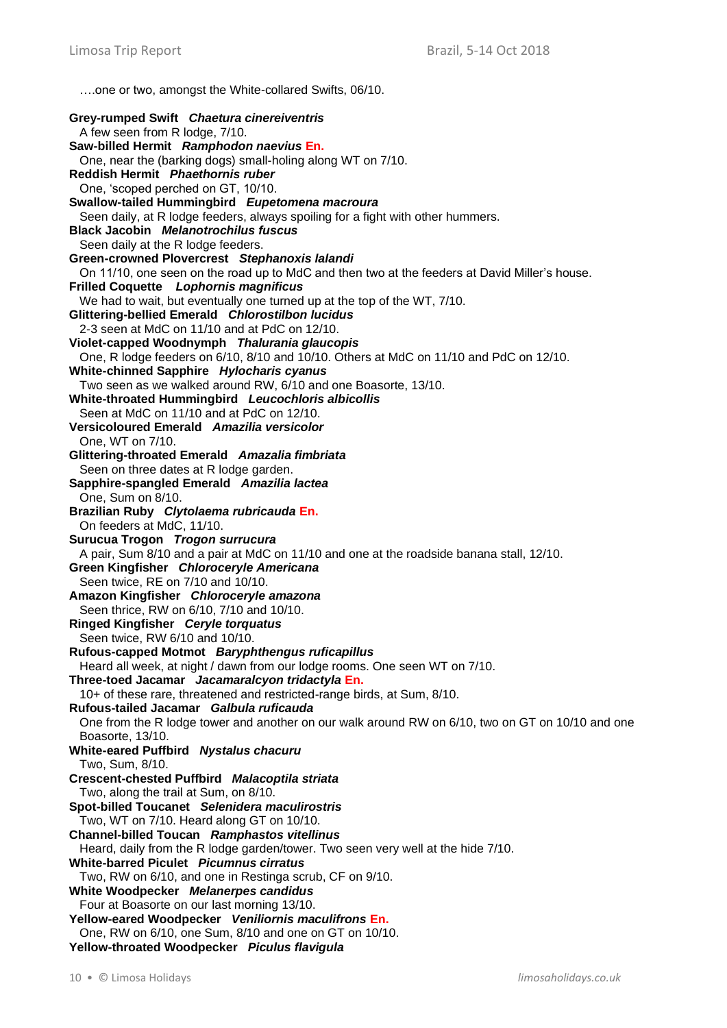….one or two, amongst the White-collared Swifts, 06/10.

**Grey-rumped Swift** ***Chaetura cinereiventris***
A few seen from R lodge, 7/10.

**Saw-billed Hermit** ***Ramphodon naevius*** **En.**
One, near the (barking dogs) small-holing along WT on 7/10.

**Reddish Hermit** ***Phaethornis ruber***
One, 'scoped perched on GT, 10/10.

**Swallow-tailed Hummingbird** ***Eupetomena macroura***
Seen daily, at R lodge feeders, always spoiling for a fight with other hummers.

**Black Jacobin** ***Melanotrochilus fuscus***
Seen daily at the R lodge feeders.

**Green-crowned Plovercrest** ***Stephanoxis lalandi***
On 11/10, one seen on the road up to MdC and then two at the feeders at David Miller's house.

**Frilled Coquette** ***Lophornis magnificus***
We had to wait, but eventually one turned up at the top of the WT, 7/10.

**Glittering-bellied Emerald** ***Chlorostilbon lucidus***
2-3 seen at MdC on 11/10 and at PdC on 12/10.

**Violet-capped Woodnymph** ***Thalurania glaucopis***
One, R lodge feeders on 6/10, 8/10 and 10/10. Others at MdC on 11/10 and PdC on 12/10.

**White-chinned Sapphire** ***Hylocharis cyanus***
Two seen as we walked around RW, 6/10 and one Boasorte, 13/10.

**White-throated Hummingbird** ***Leucochloris albicollis***
Seen at MdC on 11/10 and at PdC on 12/10.

**Versicoloured Emerald** ***Amazilia versicolor***
One, WT on 7/10.

**Glittering-throated Emerald** ***Amazalia fimbriata***
Seen on three dates at R lodge garden.

**Sapphire-spangled Emerald** ***Amazilia lactea***
One, Sum on 8/10.

**Brazilian Ruby** ***Clytolaema rubricauda*** **En.**
On feeders at MdC, 11/10.

**Surucua Trogon** ***Trogon surrucura***
A pair, Sum 8/10 and a pair at MdC on 11/10 and one at the roadside banana stall, 12/10.

**Green Kingfisher** ***Chloroceryle Americana***
Seen twice, RE on 7/10 and 10/10.

**Amazon Kingfisher** ***Chloroceryle amazona***
Seen thrice, RW on 6/10, 7/10 and 10/10.

**Ringed Kingfisher** ***Ceryle torquatus***
Seen twice, RW 6/10 and 10/10.

**Rufous-capped Motmot** ***Baryphthengus ruficapillus***
Heard all week, at night / dawn from our lodge rooms. One seen WT on 7/10.

**Three-toed Jacamar** ***Jacamaralcyon tridactyla*** **En.**
10+ of these rare, threatened and restricted-range birds, at Sum, 8/10.

**Rufous-tailed Jacamar** ***Galbula ruficauda***
One from the R lodge tower and another on our walk around RW on 6/10, two on GT on 10/10 and one Boasorte, 13/10.

**White-eared Puffbird** ***Nystalus chacuru***
Two, Sum, 8/10.

**Crescent-chested Puffbird** ***Malacoptila striata***
Two, along the trail at Sum, on 8/10.

**Spot-billed Toucanet** ***Selenidera maculirostris***
Two, WT on 7/10. Heard along GT on 10/10.

**Channel-billed Toucan** ***Ramphastos vitellinus***
Heard, daily from the R lodge garden/tower. Two seen very well at the hide 7/10.

**White-barred Piculet** ***Picumnus cirratus***
Two, RW on 6/10, and one in Restinga scrub, CF on 9/10.

**White Woodpecker** ***Melanerpes candidus***
Four at Boasorte on our last morning 13/10.

**Yellow-eared Woodpecker** ***Veniliornis maculifrons*** **En.**
One, RW on 6/10, one Sum, 8/10 and one on GT on 10/10.

**Yellow-throated Woodpecker** ***Piculus flavigula***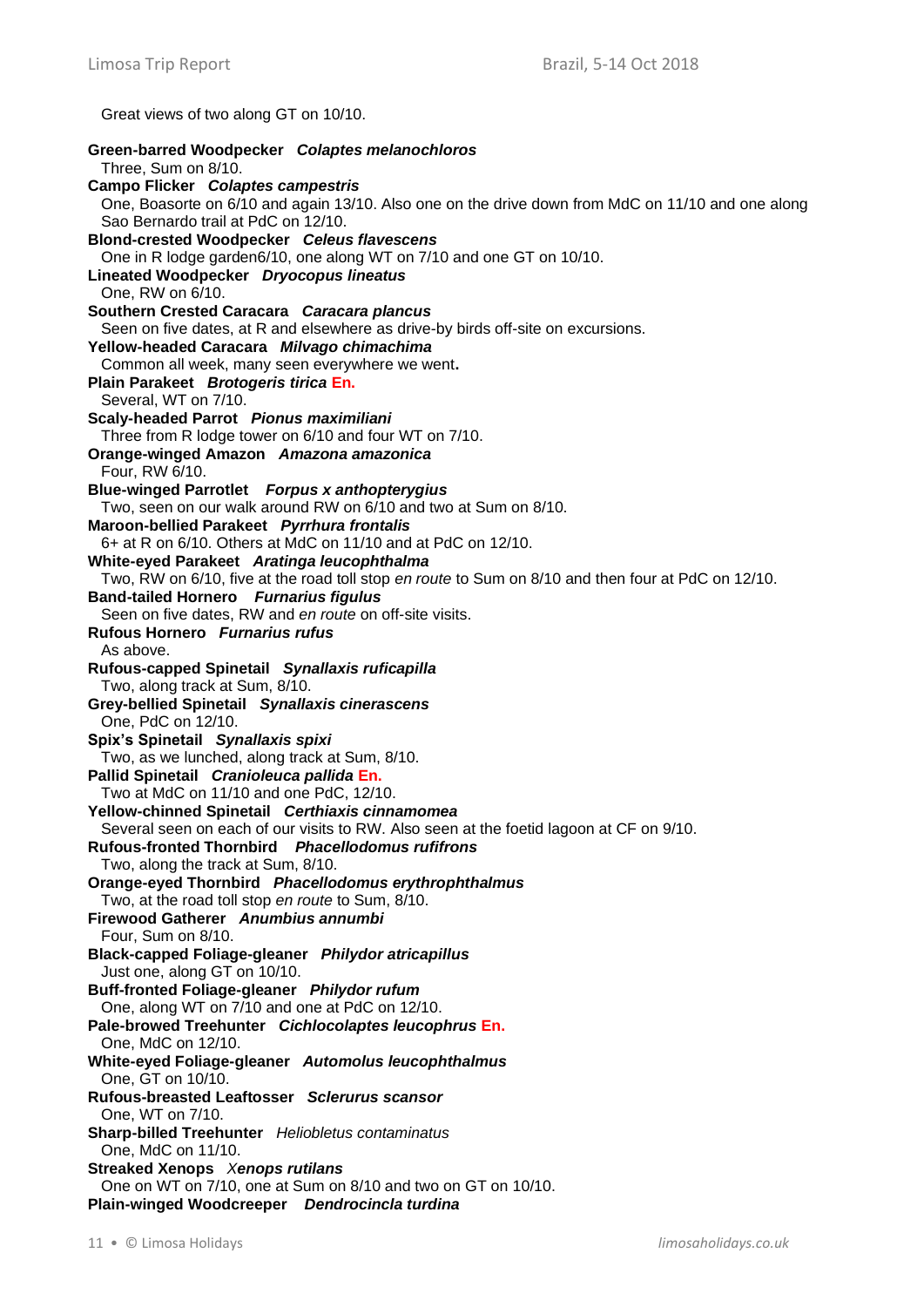Great views of two along GT on 10/10.

**Green-barred Woodpecker** ***Colaptes melanochloros***
Three, Sum on 8/10.

**Campo Flicker** ***Colaptes campestris***
One, Boasorte on 6/10 and again 13/10. Also one on the drive down from MdC on 11/10 and one along Sao Bernardo trail at PdC on 12/10.

**Blond-crested Woodpecker** ***Celeus flavescens***
One in R lodge garden6/10, one along WT on 7/10 and one GT on 10/10.

**Lineated Woodpecker** ***Dryocopus lineatus***
One, RW on 6/10.

**Southern Crested Caracara** ***Caracara plancus***
Seen on five dates, at R and elsewhere as drive-by birds off-site on excursions.

**Yellow-headed Caracara** ***Milvago chimachima***
Common all week, many seen everywhere we went**.**

**Plain Parakeet** ***Brotogeris tirica*** **En.**
Several, WT on 7/10.

**Scaly-headed Parrot** ***Pionus maximiliani***
Three from R lodge tower on 6/10 and four WT on 7/10.

**Orange-winged Amazon** ***Amazona amazonica***
Four, RW 6/10.

**Blue-winged Parrotlet** ***Forpus x anthopterygius***
Two, seen on our walk around RW on 6/10 and two at Sum on 8/10.

**Maroon-bellied Parakeet** ***Pyrrhura frontalis***
6+ at R on 6/10. Others at MdC on 11/10 and at PdC on 12/10.

**White-eyed Parakeet** ***Aratinga leucophthalma***
Two, RW on 6/10, five at the road toll stop *en route* to Sum on 8/10 and then four at PdC on 12/10.

**Band-tailed Hornero** ***Furnarius figulus***
Seen on five dates, RW and *en route* on off-site visits.

**Rufous Hornero** ***Furnarius rufus***
As above.

**Rufous-capped Spinetail** ***Synallaxis ruficapilla***
Two, along track at Sum, 8/10.

**Grey-bellied Spinetail** ***Synallaxis cinerascens***
One, PdC on 12/10.

**Spix's Spinetail** ***Synallaxis spixi***
Two, as we lunched, along track at Sum, 8/10.

**Pallid Spinetail** ***Cranioleuca pallida*** **En.**
Two at MdC on 11/10 and one PdC, 12/10.

**Yellow-chinned Spinetail** ***Certhiaxis cinnamomea***
Several seen on each of our visits to RW. Also seen at the foetid lagoon at CF on 9/10.

**Rufous-fronted Thornbird** ***Phacellodomus rufifrons***
Two, along the track at Sum, 8/10.

**Orange-eyed Thornbird** ***Phacellodomus erythrophthalmus***
Two, at the road toll stop *en route* to Sum, 8/10.

**Firewood Gatherer** ***Anumbius annumbi***
Four, Sum on 8/10.

**Black-capped Foliage-gleaner** ***Philydor atricapillus***
Just one, along GT on 10/10.

**Buff-fronted Foliage-gleaner** ***Philydor rufum***
One, along WT on 7/10 and one at PdC on 12/10.

**Pale-browed Treehunter** ***Cichlocolaptes leucophrus*** **En.**
One, MdC on 12/10.

**White-eyed Foliage-gleaner** ***Automolus leucophthalmus***
One, GT on 10/10.

**Rufous-breasted Leaftosser** ***Sclerurus scansor***
One, WT on 7/10.

**Sharp-billed Treehunter** *Heliobletus contaminatus*
One, MdC on 11/10.

**Streaked Xenops** ***Xenops rutilans***
One on WT on 7/10, one at Sum on 8/10 and two on GT on 10/10.

**Plain-winged Woodcreeper** ***Dendrocincla turdina***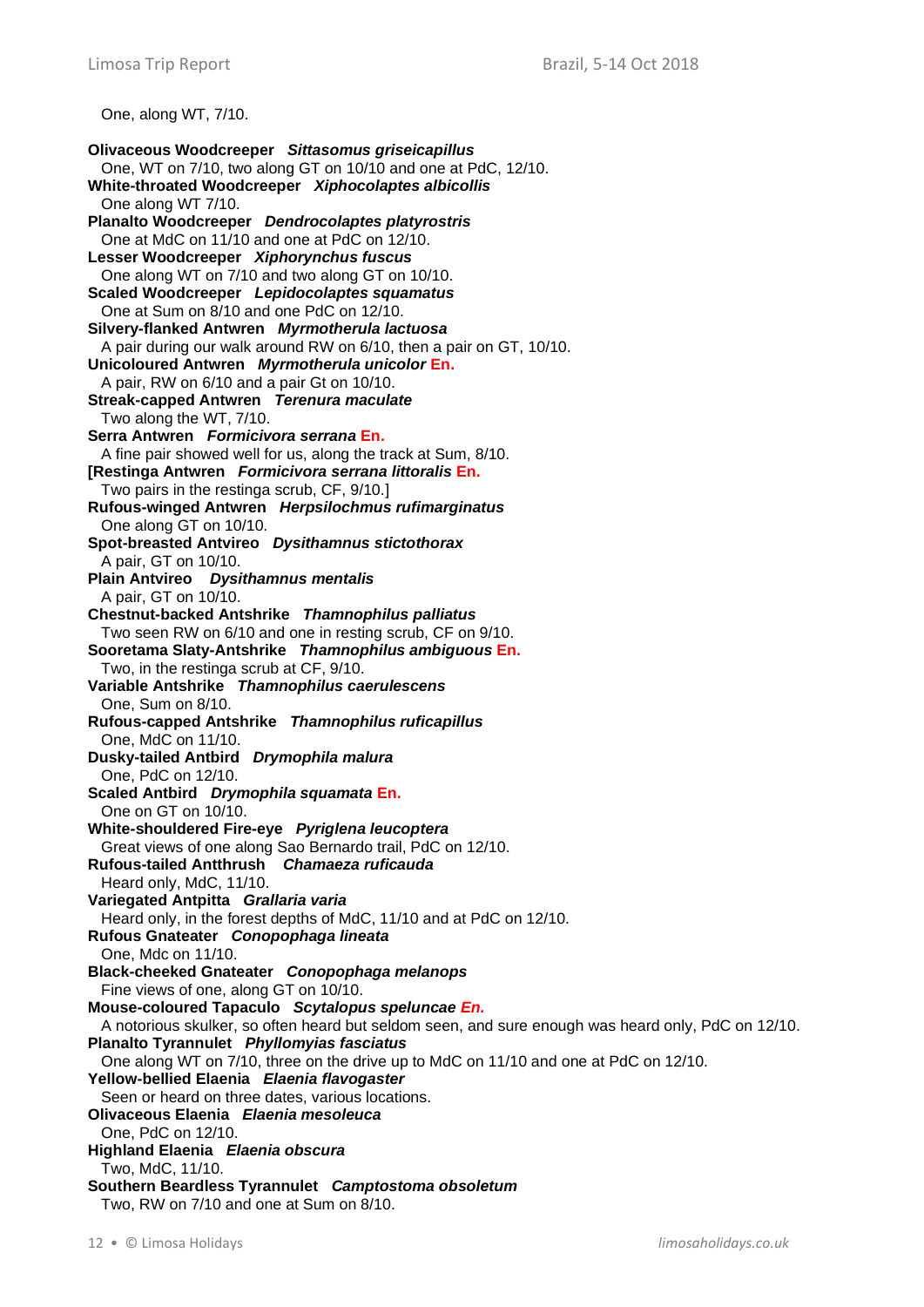One, along WT, 7/10.

**Olivaceous Woodcreeper** ***Sittasomus griseicapillus***
One, WT on 7/10, two along GT on 10/10 and one at PdC, 12/10.

**White-throated Woodcreeper** ***Xiphocolaptes albicollis***
One along WT 7/10.

**Planalto Woodcreeper** ***Dendrocolaptes platyrostris***
One at MdC on 11/10 and one at PdC on 12/10.

**Lesser Woodcreeper** ***Xiphorynchus fuscus***
One along WT on 7/10 and two along GT on 10/10.

**Scaled Woodcreeper** ***Lepidocolaptes squamatus***
One at Sum on 8/10 and one PdC on 12/10.

**Silvery-flanked Antwren** ***Myrmotherula lactuosa***
A pair during our walk around RW on 6/10, then a pair on GT, 10/10.

**Unicoloured Antwren** ***Myrmotherula unicolor*** **En.**
A pair, RW on 6/10 and a pair Gt on 10/10.

**Streak-capped Antwren** ***Terenura maculate***
Two along the WT, 7/10.

**Serra Antwren** ***Formicivora serrana*** **En.**
A fine pair showed well for us, along the track at Sum, 8/10.

**[Restinga Antwren** ***Formicivora serrana littoralis*** **En.**
Two pairs in the restinga scrub, CF, 9/10.]

**Rufous-winged Antwren** ***Herpsilochmus rufimarginatus***
One along GT on 10/10.

**Spot-breasted Antvireo** ***Dysithamnus stictothorax***
A pair, GT on 10/10.

**Plain Antvireo** ***Dysithamnus mentalis***
A pair, GT on 10/10.

**Chestnut-backed Antshrike** ***Thamnophilus palliatus***
Two seen RW on 6/10 and one in resting scrub, CF on 9/10.

**Sooretama Slaty-Antshrike** ***Thamnophilus ambiguous*** **En.**
Two, in the restinga scrub at CF, 9/10.

**Variable Antshrike** ***Thamnophilus caerulescens***
One, Sum on 8/10.

**Rufous-capped Antshrike** ***Thamnophilus ruficapillus***
One, MdC on 11/10.

**Dusky-tailed Antbird** ***Drymophila malura***
One, PdC on 12/10.

**Scaled Antbird** ***Drymophila squamata*** **En.**
One on GT on 10/10.

**White-shouldered Fire-eye** ***Pyriglena leucoptera***
Great views of one along Sao Bernardo trail, PdC on 12/10.

**Rufous-tailed Antthrush** ***Chamaeza ruficauda***
Heard only, MdC, 11/10.

**Variegated Antpitta** ***Grallaria varia***
Heard only, in the forest depths of MdC, 11/10 and at PdC on 12/10.

**Rufous Gnateater** ***Conopophaga lineata***
One, Mdc on 11/10.

**Black-cheeked Gnateater** ***Conopophaga melanops***
Fine views of one, along GT on 10/10.

**Mouse-coloured Tapaculo** ***Scytalopus speluncae*** ***En.***
A notorious skulker, so often heard but seldom seen, and sure enough was heard only, PdC on 12/10.

**Planalto Tyrannulet** ***Phyllomyias fasciatus***
One along WT on 7/10, three on the drive up to MdC on 11/10 and one at PdC on 12/10.

**Yellow-bellied Elaenia** ***Elaenia flavogaster***
Seen or heard on three dates, various locations.

**Olivaceous Elaenia** ***Elaenia mesoleuca***
One, PdC on 12/10.

**Highland Elaenia** ***Elaenia obscura***
Two, MdC, 11/10.

**Southern Beardless Tyrannulet** ***Camptostoma obsoletum***
Two, RW on 7/10 and one at Sum on 8/10.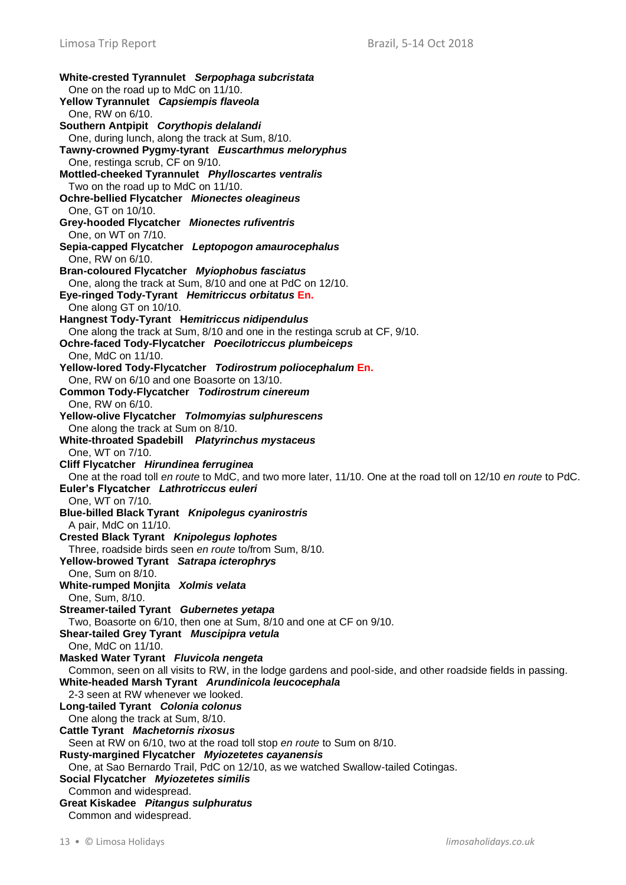**White-crested Tyrannulet** ***Serpophaga subcristata***
One on the road up to MdC on 11/10.

**Yellow Tyrannulet** ***Capsiempis flaveola***
One, RW on 6/10.

**Southern Antpipit** ***Corythopis delalandi***
One, during lunch, along the track at Sum, 8/10.

**Tawny-crowned Pygmy-tyrant** ***Euscarthmus meloryphus***
One, restinga scrub, CF on 9/10.

**Mottled-cheeked Tyrannulet** ***Phylloscartes ventralis***
Two on the road up to MdC on 11/10.

**Ochre-bellied Flycatcher** ***Mionectes oleagineus***
One, GT on 10/10.

**Grey-hooded Flycatcher** ***Mionectes rufiventris***
One, on WT on 7/10.

**Sepia-capped Flycatcher** ***Leptopogon amaurocephalus***
One, RW on 6/10.

**Bran-coloured Flycatcher** ***Myiophobus fasciatus***
One, along the track at Sum, 8/10 and one at PdC on 12/10.

**Eye-ringed Tody-Tyrant** ***Hemitriccus orbitatus*** **En.**
One along GT on 10/10.

**Hangnest Tody-Tyrant** **H*emitriccus nidipendulus***
One along the track at Sum, 8/10 and one in the restinga scrub at CF, 9/10.

**Ochre-faced Tody-Flycatcher** ***Poecilotriccus plumbeiceps***
One, MdC on 11/10.

**Yellow-lored Tody-Flycatcher** ***Todirostrum poliocephalum*** **En.**
One, RW on 6/10 and one Boasorte on 13/10.

**Common Tody-Flycatcher** ***Todirostrum cinereum***
One, RW on 6/10.

**Yellow-olive Flycatcher** ***Tolmomyias sulphurescens***
One along the track at Sum on 8/10.

**White-throated Spadebill** ***Platyrinchus mystaceus***
One, WT on 7/10.

**Cliff Flycatcher** ***Hirundinea ferruginea***
One at the road toll *en route* to MdC, and two more later, 11/10. One at the road toll on 12/10 *en route* to PdC.

**Euler's Flycatcher** ***Lathrotriccus euleri***
One, WT on 7/10.

**Blue-billed Black Tyrant** ***Knipolegus cyanirostris***
A pair, MdC on 11/10.

**Crested Black Tyrant** ***Knipolegus lophotes***
Three, roadside birds seen *en route* to/from Sum, 8/10.

**Yellow-browed Tyrant** ***Satrapa icterophrys***
One, Sum on 8/10.

**White-rumped Monjita** ***Xolmis velata***
One, Sum, 8/10.

**Streamer-tailed Tyrant** ***Gubernetes yetapa***
Two, Boasorte on 6/10, then one at Sum, 8/10 and one at CF on 9/10.

**Shear-tailed Grey Tyrant** ***Muscipipra vetula***
One, MdC on 11/10.

**Masked Water Tyrant** ***Fluvicola nengeta***
Common, seen on all visits to RW, in the lodge gardens and pool-side, and other roadside fields in passing.

**White-headed Marsh Tyrant** ***Arundinicola leucocephala***
2-3 seen at RW whenever we looked.

**Long-tailed Tyrant** ***Colonia colonus***
One along the track at Sum, 8/10.

**Cattle Tyrant** ***Machetornis rixosus***
Seen at RW on 6/10, two at the road toll stop *en route* to Sum on 8/10.

**Rusty-margined Flycatcher** ***Myiozetetes cayanensis***
One, at Sao Bernardo Trail, PdC on 12/10, as we watched Swallow-tailed Cotingas.

**Social Flycatcher** ***Myiozetetes similis***
Common and widespread.

**Great Kiskadee** ***Pitangus sulphuratus***
Common and widespread.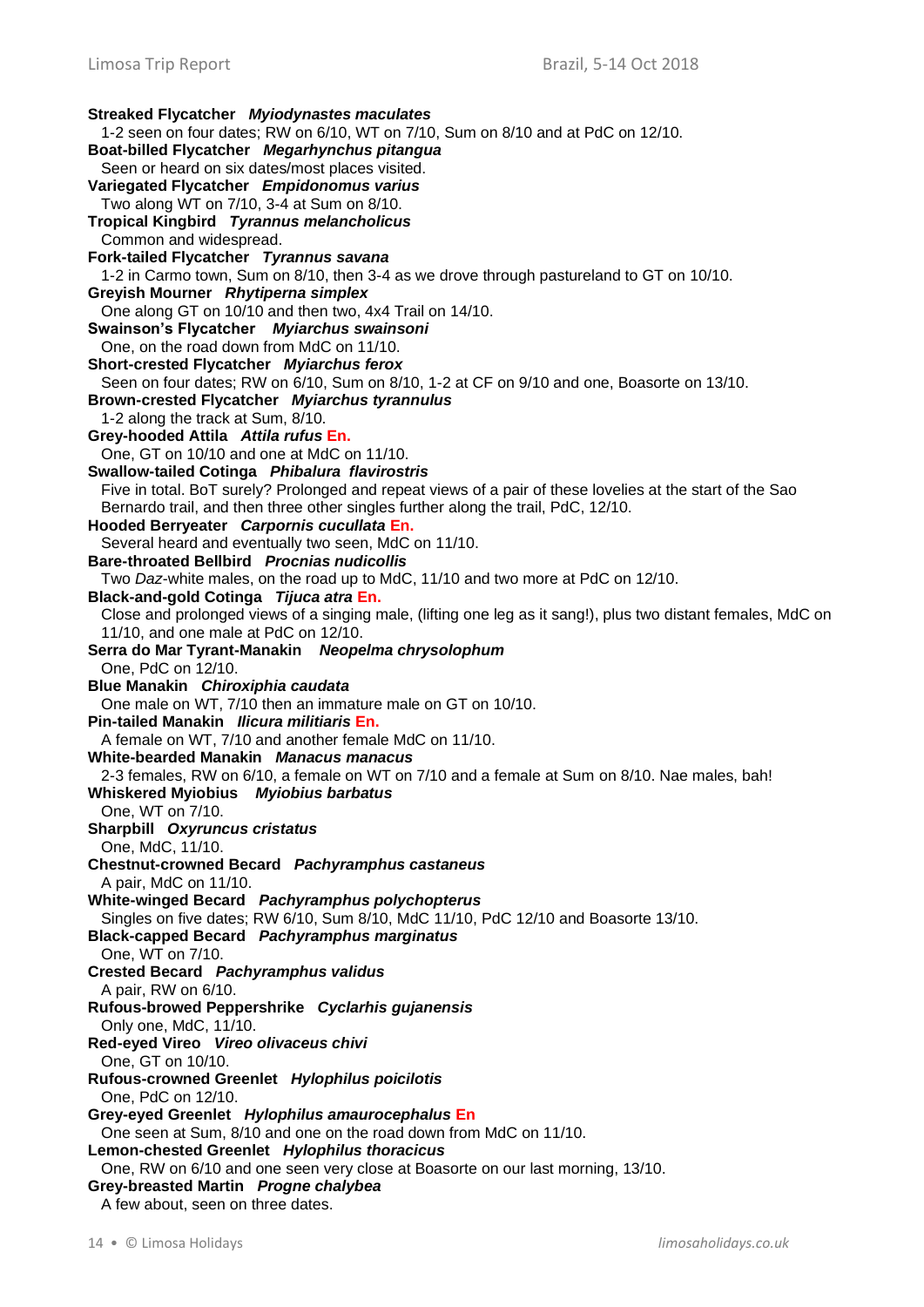**Streaked Flycatcher** ***Myiodynastes maculates***
1-2 seen on four dates; RW on 6/10, WT on 7/10, Sum on 8/10 and at PdC on 12/10.

**Boat-billed Flycatcher** ***Megarhynchus pitangua***
Seen or heard on six dates/most places visited.

**Variegated Flycatcher** ***Empidonomus varius***
Two along WT on 7/10, 3-4 at Sum on 8/10.

**Tropical Kingbird** ***Tyrannus melancholicus***
Common and widespread.

**Fork-tailed Flycatcher** ***Tyrannus savana***
1-2 in Carmo town, Sum on 8/10, then 3-4 as we drove through pastureland to GT on 10/10.

**Greyish Mourner** ***Rhytiperna simplex***
One along GT on 10/10 and then two, 4x4 Trail on 14/10.

**Swainson's Flycatcher** ***Myiarchus swainsoni***
One, on the road down from MdC on 11/10.

**Short-crested Flycatcher** ***Myiarchus ferox***
Seen on four dates; RW on 6/10, Sum on 8/10, 1-2 at CF on 9/10 and one, Boasorte on 13/10.

**Brown-crested Flycatcher** ***Myiarchus tyrannulus***
1-2 along the track at Sum, 8/10.

**Grey-hooded Attila** ***Attila rufus*** **En.**
One, GT on 10/10 and one at MdC on 11/10.

**Swallow-tailed Cotinga** ***Phibalura flavirostris***
Five in total. BoT surely? Prolonged and repeat views of a pair of these lovelies at the start of the Sao Bernardo trail, and then three other singles further along the trail, PdC, 12/10.

**Hooded Berryeater** ***Carpornis cucullata*** **En.**
Several heard and eventually two seen, MdC on 11/10.

**Bare-throated Bellbird** ***Procnias nudicollis***
Two *Daz*-white males, on the road up to MdC, 11/10 and two more at PdC on 12/10.

**Black-and-gold Cotinga** ***Tijuca atra*** **En.**
Close and prolonged views of a singing male, (lifting one leg as it sang!), plus two distant females, MdC on 11/10, and one male at PdC on 12/10.

**Serra do Mar Tyrant-Manakin** ***Neopelma chrysolophum***
One, PdC on 12/10.

**Blue Manakin** ***Chiroxiphia caudata***
One male on WT, 7/10 then an immature male on GT on 10/10.

**Pin-tailed Manakin** ***Ilicura militiaris*** **En.**
A female on WT, 7/10 and another female MdC on 11/10.

**White-bearded Manakin** ***Manacus manacus***
2-3 females, RW on 6/10, a female on WT on 7/10 and a female at Sum on 8/10. Nae males, bah!

**Whiskered Myiobius** ***Myiobius barbatus***
One, WT on 7/10.

**Sharpbill** ***Oxyruncus cristatus***
One, MdC, 11/10.

**Chestnut-crowned Becard** ***Pachyramphus castaneus***
A pair, MdC on 11/10.

**White-winged Becard** ***Pachyramphus polychopterus***
Singles on five dates; RW 6/10, Sum 8/10, MdC 11/10, PdC 12/10 and Boasorte 13/10.

**Black-capped Becard** ***Pachyramphus marginatus***
One, WT on 7/10.

**Crested Becard** ***Pachyramphus validus***
A pair, RW on 6/10.

**Rufous-browed Peppershrike** ***Cyclarhis gujanensis***
Only one, MdC, 11/10.

**Red-eyed Vireo** ***Vireo olivaceus chivi***
One, GT on 10/10.

**Rufous-crowned Greenlet** ***Hylophilus poicilotis***
One, PdC on 12/10.

**Grey-eyed Greenlet** ***Hylophilus amaurocephalus*** **En**
One seen at Sum, 8/10 and one on the road down from MdC on 11/10.

**Lemon-chested Greenlet** ***Hylophilus thoracicus***
One, RW on 6/10 and one seen very close at Boasorte on our last morning, 13/10.

**Grey-breasted Martin** ***Progne chalybea***
A few about, seen on three dates.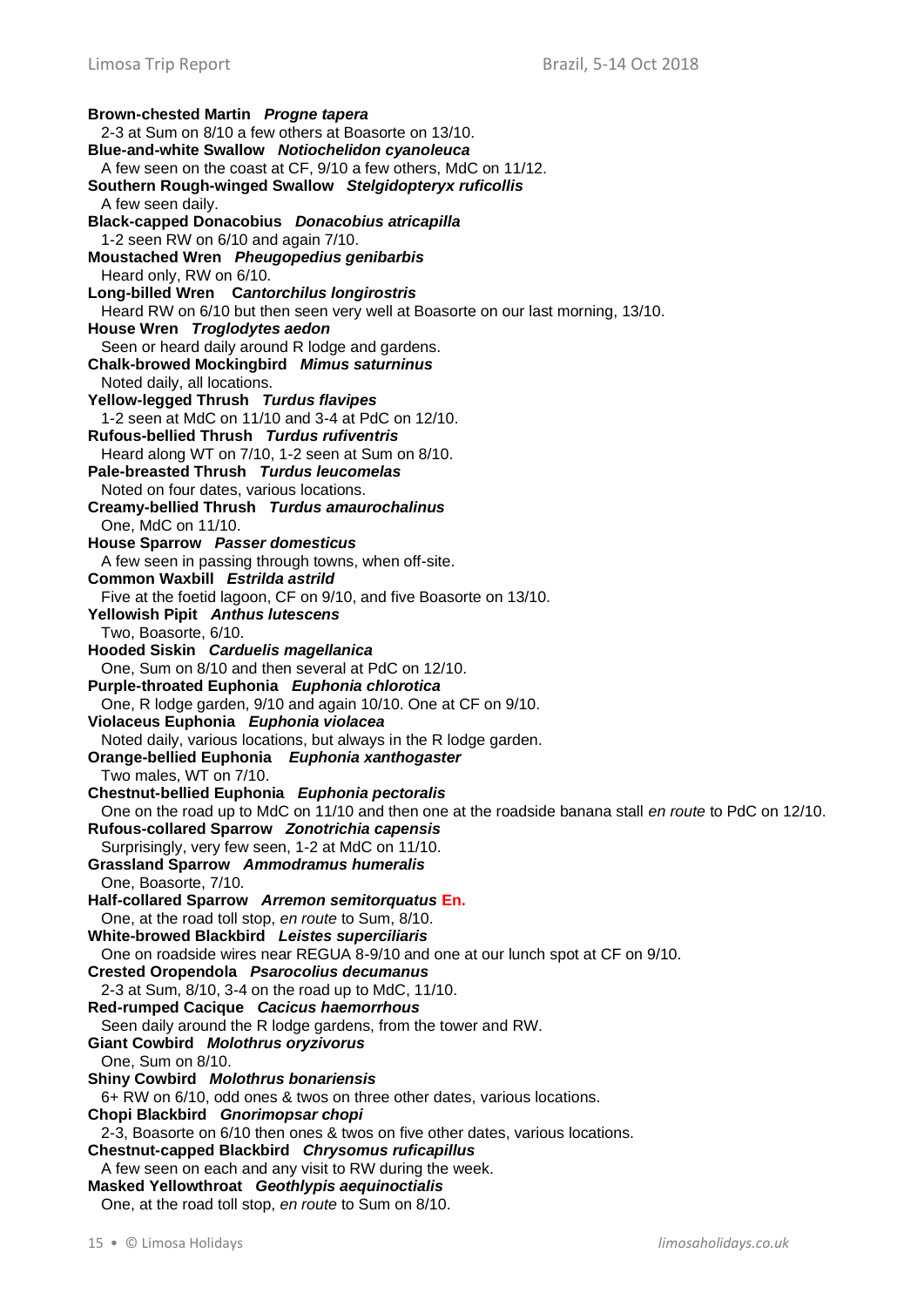**Brown-chested Martin** ***Progne tapera***
2-3 at Sum on 8/10 a few others at Boasorte on 13/10.

**Blue-and-white Swallow** ***Notiochelidon cyanoleuca***
A few seen on the coast at CF, 9/10 a few others, MdC on 11/12.

**Southern Rough-winged Swallow** ***Stelgidopteryx ruficollis***
A few seen daily.

**Black-capped Donacobius** ***Donacobius atricapilla***
1-2 seen RW on 6/10 and again 7/10.

**Moustached Wren** ***Pheugopedius genibarbis***
Heard only, RW on 6/10.

**Long-billed Wren** ***Cantorchilus longirostris***
Heard RW on 6/10 but then seen very well at Boasorte on our last morning, 13/10.

**House Wren** ***Troglodytes aedon***
Seen or heard daily around R lodge and gardens.

**Chalk-browed Mockingbird** ***Mimus saturninus***
Noted daily, all locations.

**Yellow-legged Thrush** ***Turdus flavipes***
1-2 seen at MdC on 11/10 and 3-4 at PdC on 12/10.

**Rufous-bellied Thrush** ***Turdus rufiventris***
Heard along WT on 7/10, 1-2 seen at Sum on 8/10.

**Pale-breasted Thrush** ***Turdus leucomelas***
Noted on four dates, various locations.

**Creamy-bellied Thrush** ***Turdus amaurochalinus***
One, MdC on 11/10.

**House Sparrow** ***Passer domesticus***
A few seen in passing through towns, when off-site.

**Common Waxbill** ***Estrilda astrild***
Five at the foetid lagoon, CF on 9/10, and five Boasorte on 13/10.

**Yellowish Pipit** ***Anthus lutescens***
Two, Boasorte, 6/10.

**Hooded Siskin** ***Carduelis magellanica***
One, Sum on 8/10 and then several at PdC on 12/10.

**Purple-throated Euphonia** ***Euphonia chlorotica***
One, R lodge garden, 9/10 and again 10/10. One at CF on 9/10.

**Violaceus Euphonia** ***Euphonia violacea***
Noted daily, various locations, but always in the R lodge garden.

**Orange-bellied Euphonia** ***Euphonia xanthogaster***
Two males, WT on 7/10.

**Chestnut-bellied Euphonia** ***Euphonia pectoralis***
One on the road up to MdC on 11/10 and then one at the roadside banana stall *en route* to PdC on 12/10.

**Rufous-collared Sparrow** ***Zonotrichia capensis***
Surprisingly, very few seen, 1-2 at MdC on 11/10.

**Grassland Sparrow** ***Ammodramus humeralis***
One, Boasorte, 7/10.

**Half-collared Sparrow** ***Arremon semitorquatus*** **En.**
One, at the road toll stop, *en route* to Sum, 8/10.

**White-browed Blackbird** ***Leistes superciliaris***
One on roadside wires near REGUA 8-9/10 and one at our lunch spot at CF on 9/10.

**Crested Oropendola** ***Psarocolius decumanus***
2-3 at Sum, 8/10, 3-4 on the road up to MdC, 11/10.

**Red-rumped Cacique** ***Cacicus haemorrhous***
Seen daily around the R lodge gardens, from the tower and RW.

**Giant Cowbird** ***Molothrus oryzivorus***
One, Sum on 8/10.

**Shiny Cowbird** ***Molothrus bonariensis***
6+ RW on 6/10, odd ones & twos on three other dates, various locations.

**Chopi Blackbird** ***Gnorimopsar chopi***
2-3, Boasorte on 6/10 then ones & twos on five other dates, various locations.

**Chestnut-capped Blackbird** ***Chrysomus ruficapillus***
A few seen on each and any visit to RW during the week.

**Masked Yellowthroat** ***Geothlypis aequinoctialis***
One, at the road toll stop, *en route* to Sum on 8/10.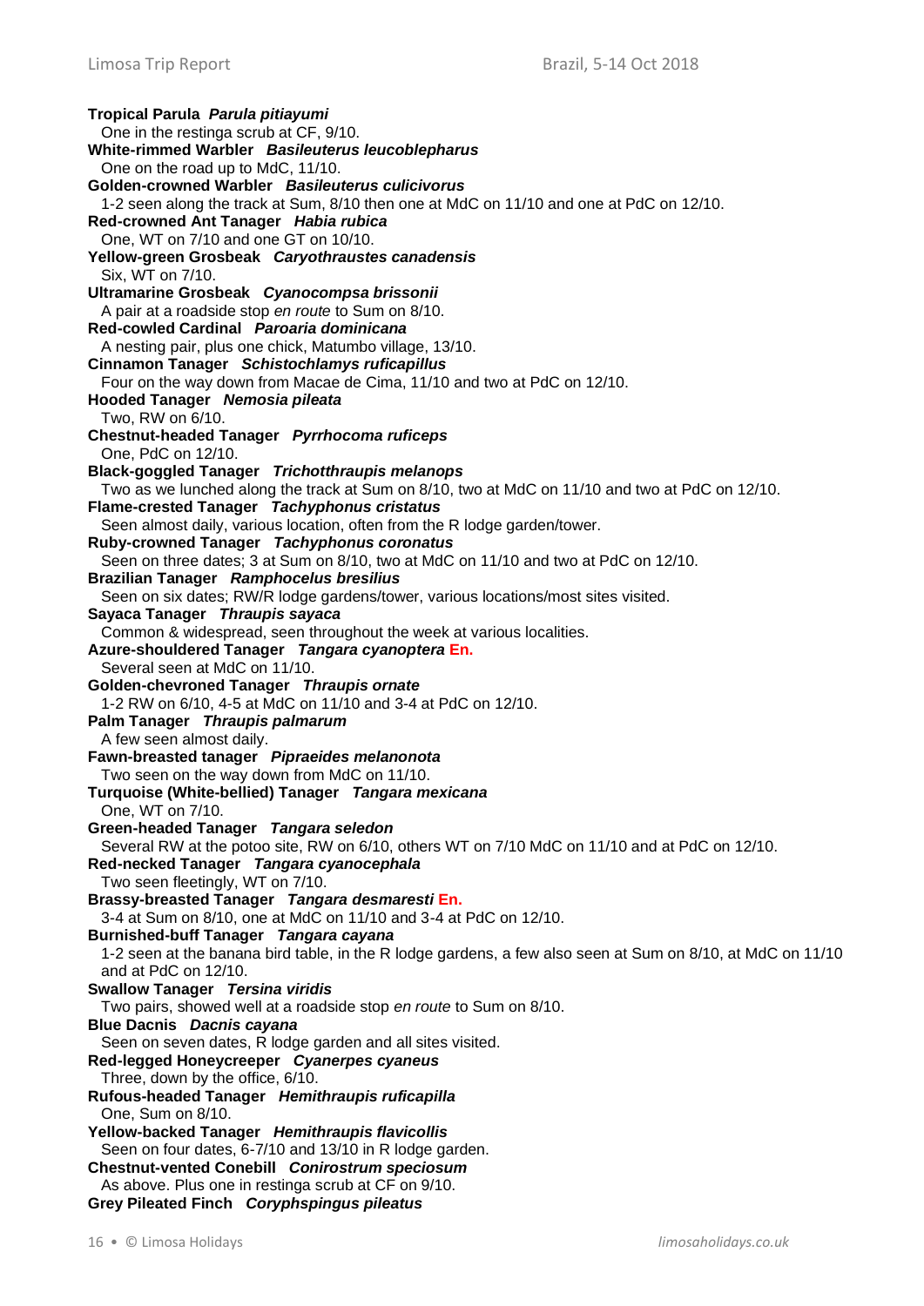**Tropical Parula** ***Parula pitiayumi***
One in the restinga scrub at CF, 9/10.
**White-rimmed Warbler** ***Basileuterus leucoblepharus***
One on the road up to MdC, 11/10.
**Golden-crowned Warbler** ***Basileuterus culicivorus***
1-2 seen along the track at Sum, 8/10 then one at MdC on 11/10 and one at PdC on 12/10.
**Red-crowned Ant Tanager** ***Habia rubica***
One, WT on 7/10 and one GT on 10/10.
**Yellow-green Grosbeak** ***Caryothraustes canadensis***
Six, WT on 7/10.
**Ultramarine Grosbeak** ***Cyanocompsa brissonii***
A pair at a roadside stop *en route* to Sum on 8/10.
**Red-cowled Cardinal** ***Paroaria dominicana***
A nesting pair, plus one chick, Matumbo village, 13/10.
**Cinnamon Tanager** ***Schistochlamys ruficapillus***
Four on the way down from Macae de Cima, 11/10 and two at PdC on 12/10.
**Hooded Tanager** ***Nemosia pileata***
Two, RW on 6/10.
**Chestnut-headed Tanager** ***Pyrrhocoma ruficeps***
One, PdC on 12/10.
**Black-goggled Tanager** ***Trichotthraupis melanops***
Two as we lunched along the track at Sum on 8/10, two at MdC on 11/10 and two at PdC on 12/10.
**Flame-crested Tanager** ***Tachyphonus cristatus***
Seen almost daily, various location, often from the R lodge garden/tower.
**Ruby-crowned Tanager** ***Tachyphonus coronatus***
Seen on three dates; 3 at Sum on 8/10, two at MdC on 11/10 and two at PdC on 12/10.
**Brazilian Tanager** ***Ramphocelus bresilius***
Seen on six dates; RW/R lodge gardens/tower, various locations/most sites visited.
**Sayaca Tanager** ***Thraupis sayaca***
Common & widespread, seen throughout the week at various localities.
**Azure-shouldered Tanager** ***Tangara cyanoptera*** **En.**
Several seen at MdC on 11/10.
**Golden-chevroned Tanager** ***Thraupis ornate***
1-2 RW on 6/10, 4-5 at MdC on 11/10 and 3-4 at PdC on 12/10.
**Palm Tanager** ***Thraupis palmarum***
A few seen almost daily.
**Fawn-breasted tanager** ***Pipraeides melanonota***
Two seen on the way down from MdC on 11/10.
**Turquoise (White-bellied) Tanager** ***Tangara mexicana***
One, WT on 7/10.
**Green-headed Tanager** ***Tangara seledon***
Several RW at the potoo site, RW on 6/10, others WT on 7/10 MdC on 11/10 and at PdC on 12/10.
**Red-necked Tanager** ***Tangara cyanocephala***
Two seen fleetingly, WT on 7/10.
**Brassy-breasted Tanager** ***Tangara desmaresti*** **En.**
3-4 at Sum on 8/10, one at MdC on 11/10 and 3-4 at PdC on 12/10.
**Burnished-buff Tanager** ***Tangara cayana***
1-2 seen at the banana bird table, in the R lodge gardens, a few also seen at Sum on 8/10, at MdC on 11/10 and at PdC on 12/10.
**Swallow Tanager** ***Tersina viridis***
Two pairs, showed well at a roadside stop *en route* to Sum on 8/10.
**Blue Dacnis** ***Dacnis cayana***
Seen on seven dates, R lodge garden and all sites visited.
**Red-legged Honeycreeper** ***Cyanerpes cyaneus***
Three, down by the office, 6/10.
**Rufous-headed Tanager** ***Hemithraupis ruficapilla***
One, Sum on 8/10.
**Yellow-backed Tanager** ***Hemithraupis flavicollis***
Seen on four dates, 6-7/10 and 13/10 in R lodge garden.
**Chestnut-vented Conebill** ***Conirostrum speciosum***
As above. Plus one in restinga scrub at CF on 9/10.
**Grey Pileated Finch** ***Coryphspingus pileatus***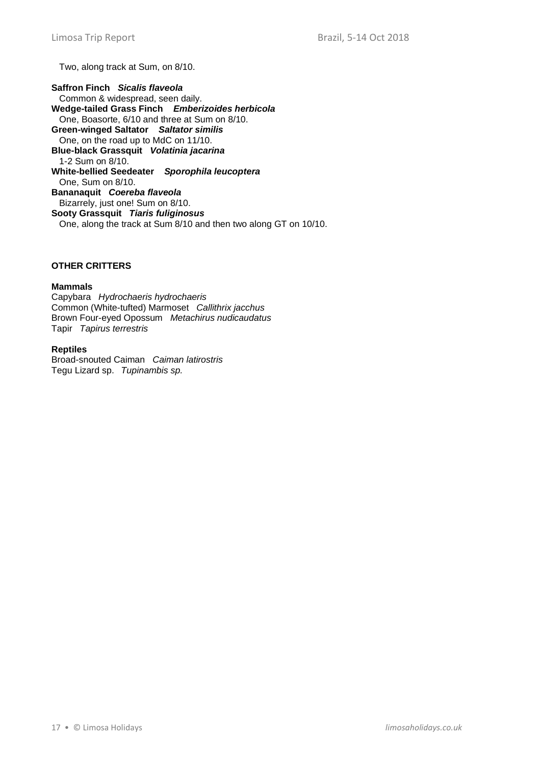Two, along track at Sum, on 8/10.

**Saffron Finch** ***Sicalis flaveola***
Common & widespread, seen daily.

**Wedge-tailed Grass Finch** ***Emberizoides herbicola***
One, Boasorte, 6/10 and three at Sum on 8/10.

**Green-winged Saltator** ***Saltator similis***
One, on the road up to MdC on 11/10.

**Blue-black Grassquit** ***Volatinia jacarina***
1-2 Sum on 8/10.

**White-bellied Seedeater** ***Sporophila leucoptera***
One, Sum on 8/10.

**Bananaquit** ***Coereba flaveola***
Bizarrely, just one! Sum on 8/10.

**Sooty Grassquit** ***Tiaris fuliginosus***
One, along the track at Sum 8/10 and then two along GT on 10/10.

## OTHER CRITTERS

### Mammals

Capybara *Hydrochaeris hydrochaeris*
Common (White-tufted) Marmoset *Callithrix jacchus*
Brown Four-eyed Opossum *Metachirus nudicaudatus*
Tapir *Tapirus terrestris*

### Reptiles

Broad-snouted Caiman *Caiman latirostris*
Tegu Lizard sp. *Tupinambis sp.*